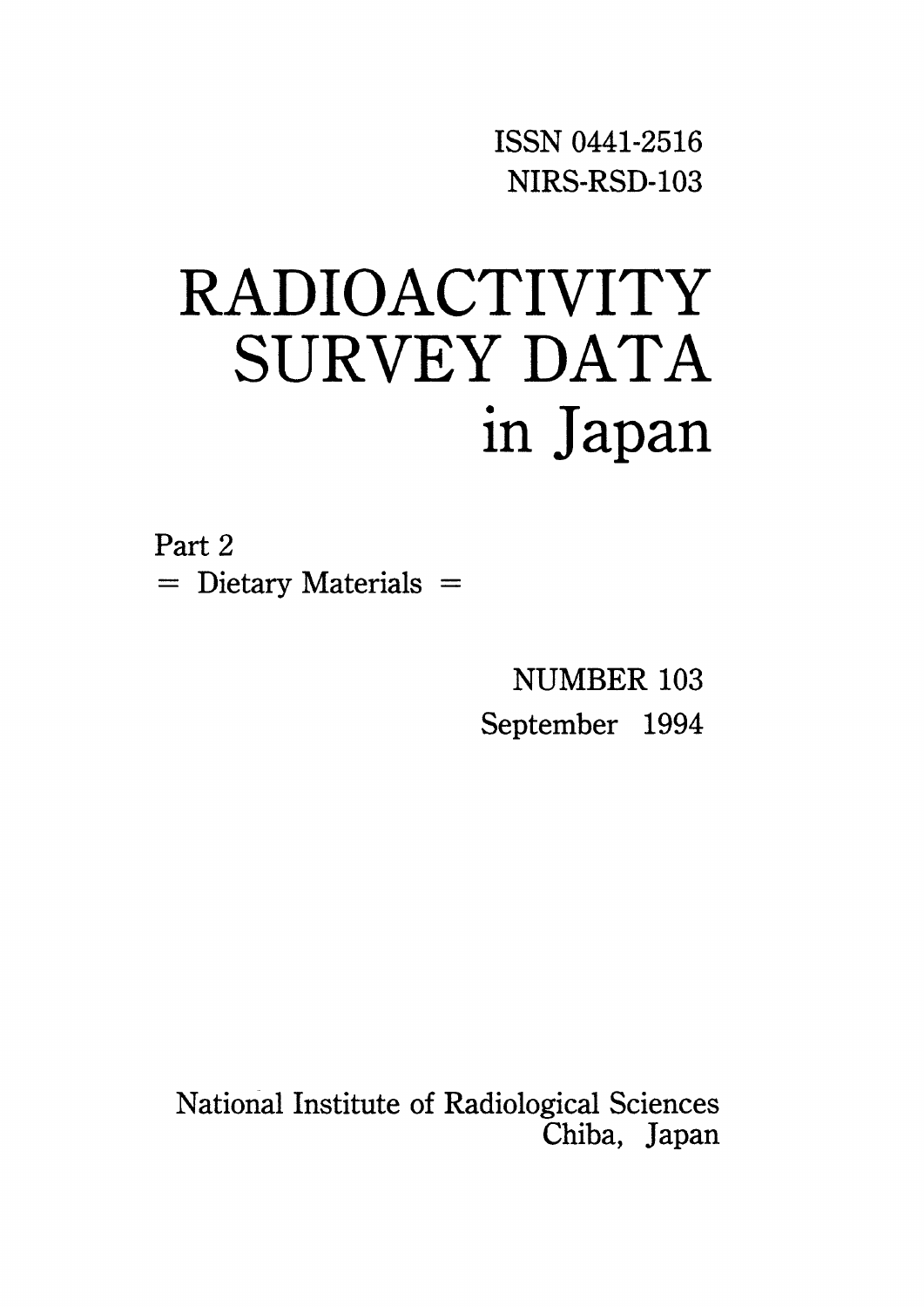ISSN 0441-2516
NIRS-RSD-103

# RADIOACTIVITY SURVEY DATA in Japan

Part 2
= Dietary Materials =

NUMBER 103
September 1994

National Institute of Radiological Sciences
Chiba, Japan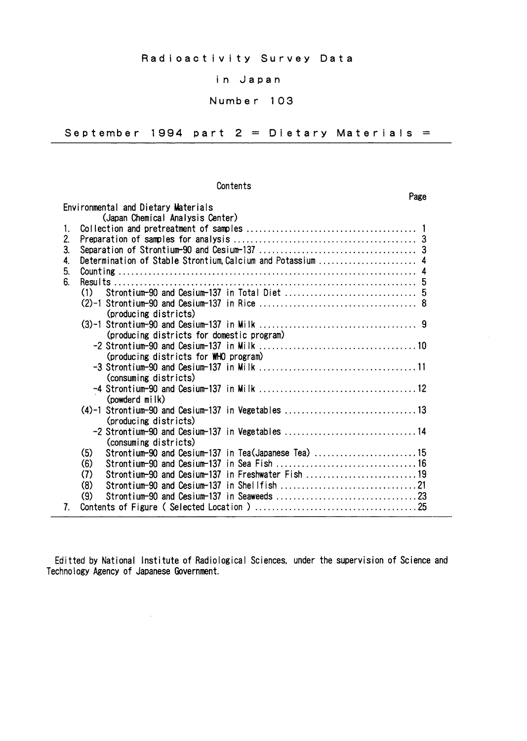# Radioactivity Survey Data in Japan

## Number 103

## September 1994 part 2 = Dietary Materials =

### Contents

| | Page |
|---|---|
| Environmental and Dietary Materials (Japan Chemical Analysis Center) | |
| 1. Collection and pretreatment of samples | 1 |
| 2. Preparation of samples for analysis | 3 |
| 3. Separation of Strontium-90 and Cesium-137 | 3 |
| 4. Determination of Stable Strontium, Calcium and Potassium | 4 |
| 5. Counting | 4 |
| 6. Results | 5 |
| (1) Strontium-90 and Cesium-137 in Total Diet | 5 |
| (2)-1 Strontium-90 and Cesium-137 in Rice (producing districts) | 8 |
| (3)-1 Strontium-90 and Cesium-137 in Milk (producing districts for domestic program) | 9 |
| -2 Strontium-90 and Cesium-137 in Milk (producing districts for WHO program) | 10 |
| -3 Strontium-90 and Cesium-137 in Milk (consuming districts) | 11 |
| -4 Strontium-90 and Cesium-137 in Milk (powderd milk) | 12 |
| (4)-1 Strontium-90 and Cesium-137 in Vegetables (producing districts) | 13 |
| -2 Strontium-90 and Cesium-137 in Vegetables (consuming districts) | 14 |
| (5) Strontium-90 and Cesium-137 in Tea(Japanese Tea) | 15 |
| (6) Strontium-90 and Cesium-137 in Sea Fish | 16 |
| (7) Strontium-90 and Cesium-137 in Freshwater Fish | 19 |
| (8) Strontium-90 and Cesium-137 in Shellfish | 21 |
| (9) Strontium-90 and Cesium-137 in Seaweeds | 23 |
| 7. Contents of Figure ( Selected Location ) | 25 |

Editted by National Institute of Radiological Sciences, under the supervision of Science and Technology Agency of Japanese Government.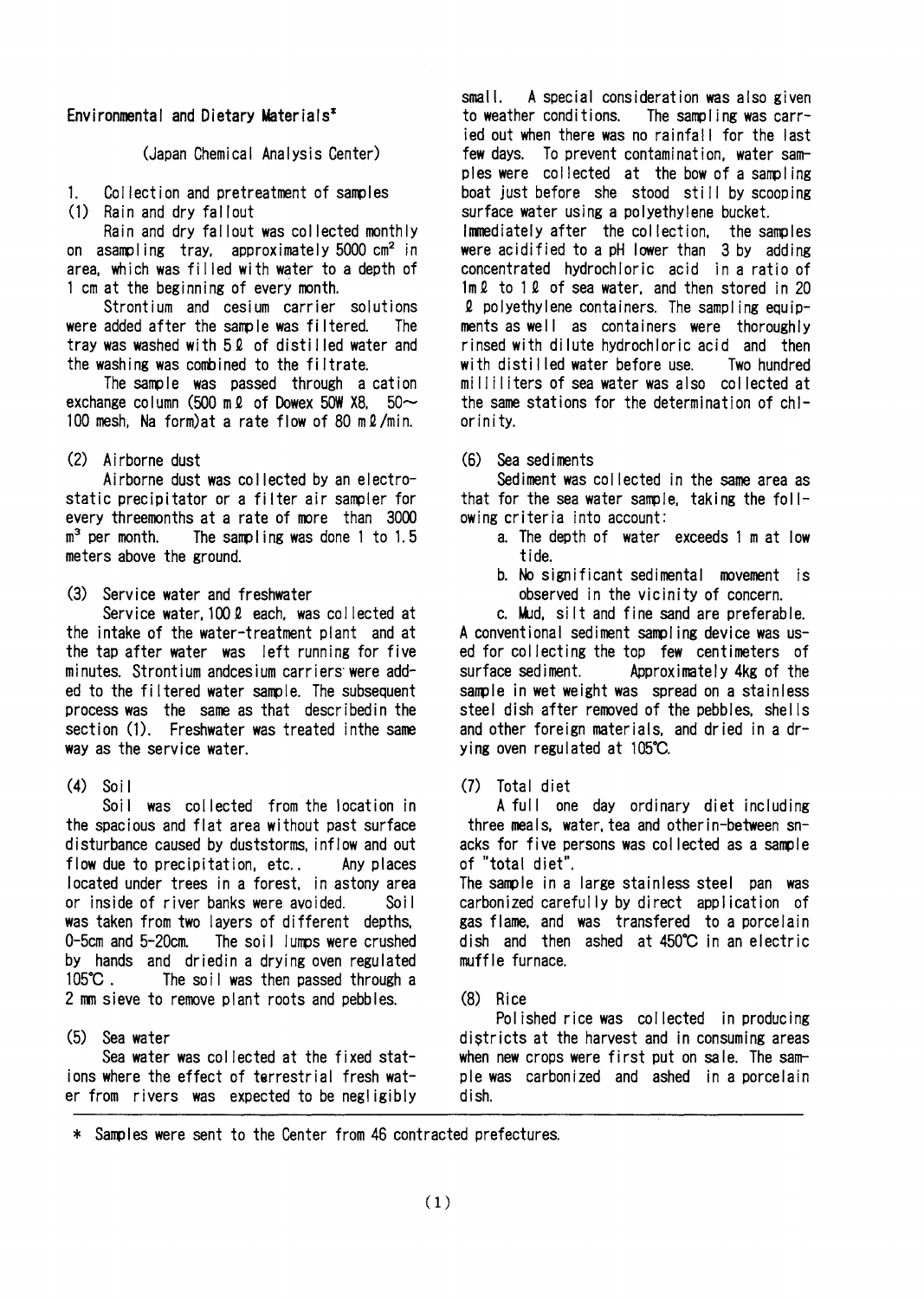## Environmental and Dietary Materials*

(Japan Chemical Analysis Center)

### 1. Collection and pretreatment of samples

#### (1) Rain and dry fallout

Rain and dry fallout was collected monthly on asampling tray, approximately 5000 $cm^2$ in area, which was filled with water to a depth of 1 cm at the beginning of every month.

Strontium and cesium carrier solutions were added after the sample was filtered. The tray was washed with 5ℓ of distilled water and the washing was combined to the filtrate.

The sample was passed through a cation exchange column (500 mℓ of Dowex 50W X8, 50~100 mesh, Na form)at a rate flow of 80 mℓ/min.

#### (2) Airborne dust

Airborne dust was collected by an electrostatic precipitator or a filter air sampler for every threemonths at a rate of more than 3000 $m^3$ per month. The sampling was done 1 to 1.5 meters above the ground.

#### (3) Service water and freshwater

Service water, 100ℓ each, was collected at the intake of the water-treatment plant and at the tap after water was left running for five minutes. Strontium andcesium carriers were added to the filtered water sample. The subsequent process was the same as that describedin the section (1). Freshwater was treated inthe same way as the service water.

#### (4) Soil

Soil was collected from the location in the spacious and flat area without past surface disturbance caused by duststorms, inflow and out flow due to precipitation, etc.. Any places located under trees in a forest, in astony area or inside of river banks were avoided. Soil was taken from two layers of different depths, 0-5cm and 5-20cm. The soil lumps were crushed by hands and driedin a drying oven regulated 105℃. The soil was then passed through a 2 mm sieve to remove plant roots and pebbles.

#### (5) Sea water

Sea water was collected at the fixed stations where the effect of terrestrial fresh water from rivers was expected to be negligibly small. A special consideration was also given to weather conditions. The sampling was carried out when there was no rainfall for the last few days. To prevent contamination, water samples were collected at the bow of a sampling boat just before she stood still by scooping surface water using a polyethylene bucket.
Immediately after the collection, the samples were acidified to a pH lower than 3 by adding concentrated hydrochloric acid in a ratio of 1mℓ to 1ℓ of sea water, and then stored in 20 ℓ polyethylene containers. The sampling equipments as well as containers were thoroughly rinsed with dilute hydrochloric acid and then with distilled water before use. Two hundred milliliters of sea water was also collected at the same stations for the determination of chlorinity.

#### (6) Sea sediments

Sediment was collected in the same area as that for the sea water sample, taking the following criteria into account:

a. The depth of water exceeds 1 m at low tide.

b. No significant sedimental movement is observed in the vicinity of concern.

c. Mud, silt and fine sand are preferable.

A conventional sediment sampling device was used for collecting the top few centimeters of surface sediment. Approximately 4kg of the sample in wet weight was spread on a stainless steel dish after removed of the pebbles, shells and other foreign materials, and dried in a drying oven regulated at 105℃.

#### (7) Total diet

A full one day ordinary diet including three meals, water, tea and otherin-between snacks for five persons was collected as a sample of "total diet".
The sample in a large stainless steel pan was carbonized carefully by direct application of gas flame, and was transfered to a porcelain dish and then ashed at 450℃ in an electric muffle furnace.

#### (8) Rice

Polished rice was collected in producing districts at the harvest and in consuming areas when new crops were first put on sale. The sample was carbonized and ashed in a porcelain dish.

---

* Samples were sent to the Center from 46 contracted prefectures.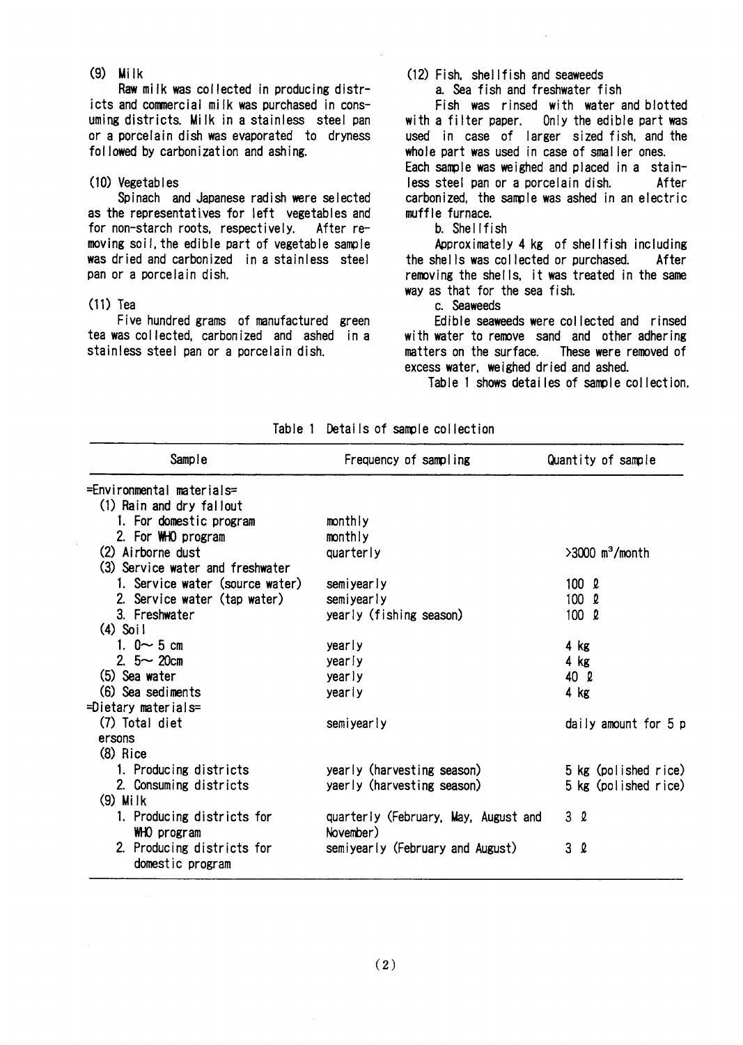(9) Milk

Raw milk was collected in producing districts and commercial milk was purchased in consuming districts. Milk in a stainless steel pan or a porcelain dish was evaporated to dryness followed by carbonization and ashing.

(10) Vegetables

Spinach and Japanese radish were selected as the representatives for left vegetables and for non-starch roots, respectively. After removing soil, the edible part of vegetable sample was dried and carbonized in a stainless steel pan or a porcelain dish.

(11) Tea

Five hundred grams of manufactured green tea was collected, carbonized and ashed in a stainless steel pan or a porcelain dish.

(12) Fish, shellfish and seaweeds

a. Sea fish and freshwater fish

Fish was rinsed with water and blotted with a filter paper. Only the edible part was used in case of larger sized fish, and the whole part was used in case of smaller ones. Each sample was weighed and placed in a stainless steel pan or a porcelain dish. After carbonized, the sample was ashed in an electric muffle furnace.

b. Shellfish

Approximately 4 kg of shellfish including the shells was collected or purchased. After removing the shells, it was treated in the same way as that for the sea fish.

c. Seaweeds

Edible seaweeds were collected and rinsed with water to remove sand and other adhering matters on the surface. These were removed of excess water, weighed dried and ashed.

Table 1 shows detailes of sample collection.

Table 1 Details of sample collection

| Sample | Frequency of sampling | Quantity of sample |
|---|---|---|
| =Environmental materials= | | |
| (1) Rain and dry fallout | | |
| 1. For domestic program | monthly | |
| 2. For WHO program | monthly | |
| (2) Airborne dust | quarterly | >3000 $m^3$/month |
| (3) Service water and freshwater | | |
| 1. Service water (source water) | semiyearly | 100 ℓ |
| 2. Service water (tap water) | semiyearly | 100 ℓ |
| 3. Freshwater | yearly (fishing season) | 100 ℓ |
| (4) Soil | | |
| 1. 0～5 cm | yearly | 4 kg |
| 2. 5～20cm | yearly | 4 kg |
| (5) Sea water | yearly | 40 ℓ |
| (6) Sea sediments | yearly | 4 kg |
| =Dietary materials= | | |
| (7) Total diet | semiyearly | daily amount for 5 persons |
| (8) Rice | | |
| 1. Producing districts | yearly (harvesting season) | 5 kg (polished rice) |
| 2. Consuming districts | yaerly (harvesting season) | 5 kg (polished rice) |
| (9) Milk | | |
| 1. Producing districts for WHO program | quarterly (February, May, August and November) | 3 ℓ |
| 2. Producing districts for domestic program | semiyearly (February and August) | 3 ℓ |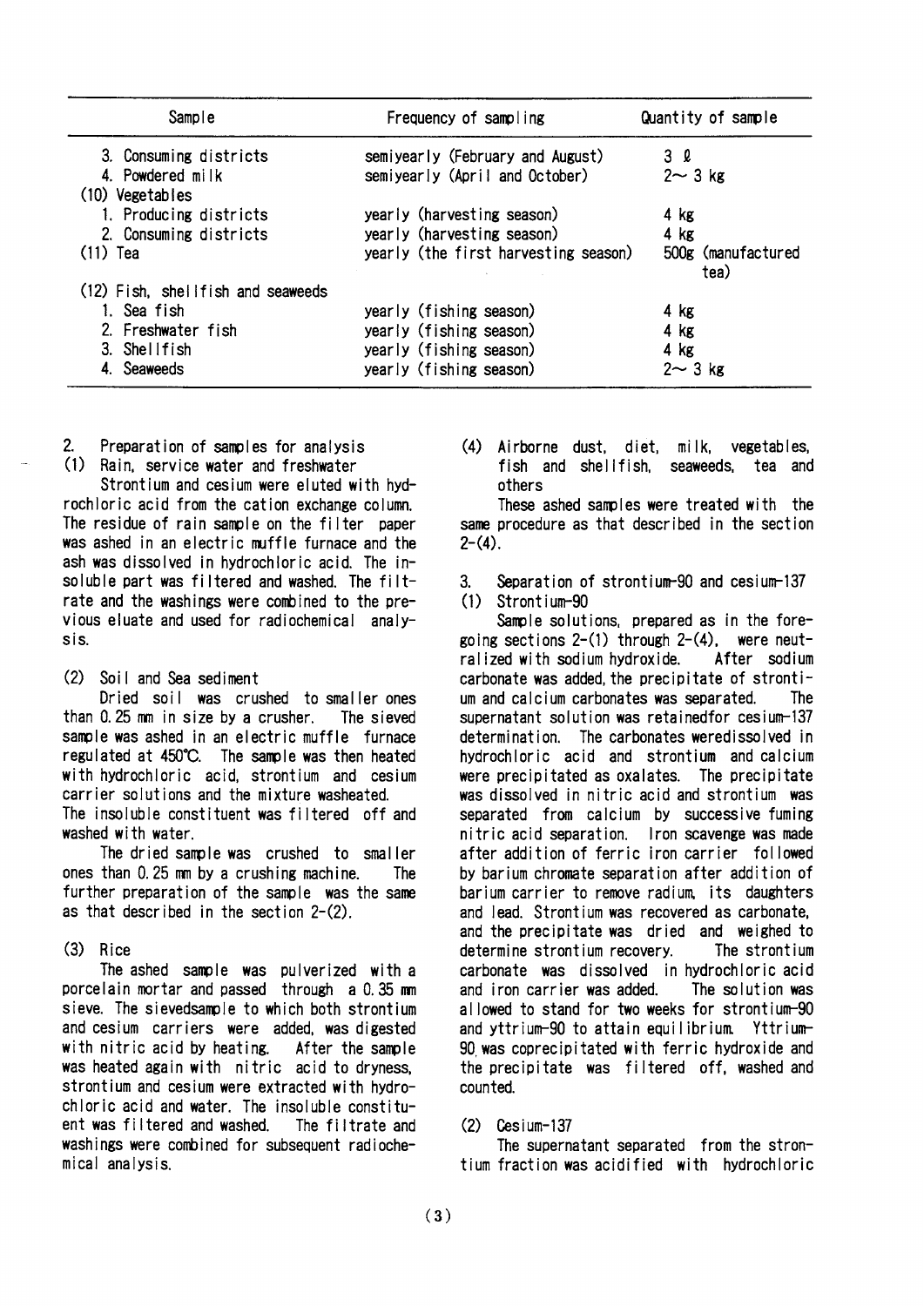| Sample | Frequency of sampling | Quantity of sample |
|---|---|---|
| 3. Consuming districts | semiyearly (February and August) | 3 ℓ |
| 4. Powdered milk | semiyearly (April and October) | 2～ 3 kg |
| (10) Vegetables | | |
| 1. Producing districts | yearly (harvesting season) | 4 kg |
| 2. Consuming districts | yearly (harvesting season) | 4 kg |
| (11) Tea | yearly (the first harvesting season) | 500g (manufactured tea) |
| (12) Fish, shellfish and seaweeds | | |
| 1. Sea fish | yearly (fishing season) | 4 kg |
| 2. Freshwater fish | yearly (fishing season) | 4 kg |
| 3. Shellfish | yearly (fishing season) | 4 kg |
| 4. Seaweeds | yearly (fishing season) | 2～ 3 kg |

## 2. Preparation of samples for analysis

### (1) Rain, service water and freshwater

Strontium and cesium were eluted with hydrochloric acid from the cation exchange column. The residue of rain sample on the filter paper was ashed in an electric muffle furnace and the ash was dissolved in hydrochloric acid. The insoluble part was filtered and washed. The filtrate and the washings were combined to the previous eluate and used for radiochemical analysis.

### (2) Soil and Sea sediment

Dried soil was crushed to smaller ones than 0.25 mm in size by a crusher. The sieved sample was ashed in an electric muffle furnace regulated at 450℃. The sample was then heated with hydrochloric acid, strontium and cesium carrier solutions and the mixture washeated. The insoluble constituent was filtered off and washed with water.

The dried sample was crushed to smaller ones than 0.25 mm by a crushing machine. The further preparation of the sample was the same as that described in the section 2-(2).

### (3) Rice

The ashed sample was pulverized with a porcelain mortar and passed through a 0.35 mm sieve. The sievedsample to which both strontium and cesium carriers were added, was digested with nitric acid by heating. After the sample was heated again with nitric acid to dryness, strontium and cesium were extracted with hydrochloric acid and water. The insoluble constituent was filtered and washed. The filtrate and washings were combined for subsequent radiochemical analysis.

### (4) Airborne dust, diet, milk, vegetables, fish and shellfish, seaweeds, tea and others

These ashed samples were treated with the same procedure as that described in the section 2-(4).

## 3. Separation of strontium-90 and cesium-137

### (1) Strontium-90

Sample solutions, prepared as in the foregoing sections 2-(1) through 2-(4), were neutralized with sodium hydroxide. After sodium carbonate was added, the precipitate of strontium and calcium carbonates was separated. The supernatant solution was retainedfor cesium-137 determination. The carbonates weredissolved in hydrochloric acid and strontium and calcium were precipitated as oxalates. The precipitate was dissolved in nitric acid and strontium was separated from calcium by successive fuming nitric acid separation. Iron scavenge was made after addition of ferric iron carrier followed by barium chromate separation after addition of barium carrier to remove radium, its daughters and lead. Strontium was recovered as carbonate, and the precipitate was dried and weighed to determine strontium recovery. The strontium carbonate was dissolved in hydrochloric acid and iron carrier was added. The solution was allowed to stand for two weeks for strontium-90 and yttrium-90 to attain equilibrium. Yttrium-90 was coprecipitated with ferric hydroxide and the precipitate was filtered off, washed and counted.

### (2) Cesium-137

The supernatant separated from the strontium fraction was acidified with hydrochloric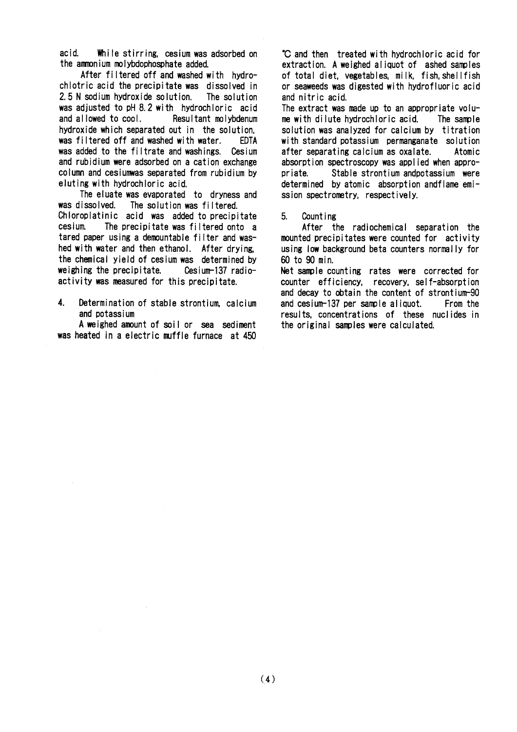acid. While stirring, cesium was adsorbed on the ammonium molybdophosphate added.

After filtered off and washed with hydrochlotric acid the precipitate was dissolved in 2.5 N sodium hydroxide solution. The solution was adjusted to pH 8.2 with hydrochloric acid and allowed to cool. Resultant molybdenum hydroxide which separated out in the solution, was filtered off and washed with water. EDTA was added to the filtrate and washings. Cesium and rubidium were adsorbed on a cation exchange column and cesiumwas separated from rubidium by eluting with hydrochloric acid.

The eluate was evaporated to dryness and was dissolved. The solution was filtered. Chloroplatinic acid was added to precipitate cesium. The precipitate was filtered onto a tared paper using a demountable filter and washed with water and then ethanol. After drying, the chemical yield of cesium was determined by weighing the precipitate. Cesium-137 radioactivity was measured for this precipitate.

4. Determination of stable strontium, calcium and potassium

A weighed amount of soil or sea sediment was heated in a electric muffle furnace at 450 ℃ and then treated with hydrochloric acid for extraction. A weighed aliquot of ashed samples of total diet, vegetables, milk, fish, shellfish or seaweeds was digested with hydrofluoric acid and nitric acid.

The extract was made up to an appropriate volume with dilute hydrochloric acid. The sample solution was analyzed for calcium by titration with standard potassium permanganate solution after separating calcium as oxalate. Atomic absorption spectroscopy was applied when appropriate. Stable strontium andpotassium were determined by atomic absorption andflame emission spectrometry, respectively.

5. Counting

After the radiochemical separation the mounted precipitates were counted for activity using low background beta counters normally for 60 to 90 min.

Net sample counting rates were corrected for counter efficiency, recovery, self-absorption and decay to obtain the content of strontium-90 and cesium-137 per sample aliquot. From the results, concentrations of these nuclides in the original samples were calculated.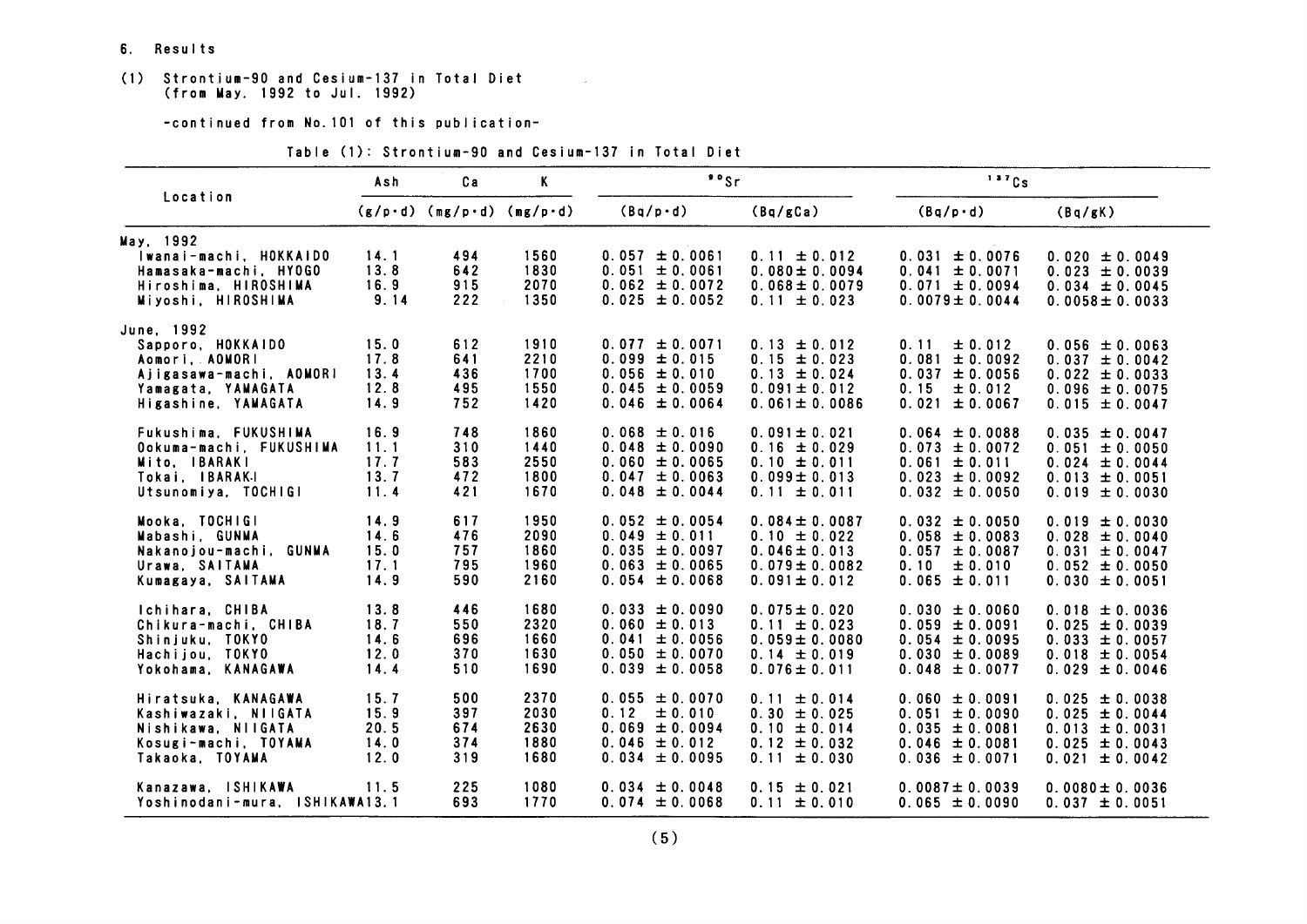6. Results

(1) Strontium-90 and Cesium-137 in Total Diet
(from May. 1992 to Jul. 1992)

-continued from No.101 of this publication-

Table (1): Strontium-90 and Cesium-137 in Total Diet

| Location | Ash | Ca | K | $^{90}Sr$ | | $^{137}Cs$ | |
|---|---|---|---|---|---|---|---|
| | (g/p·d) | (mg/p·d) | (mg/p·d) | (Bq/p·d) | (Bq/gCa) | (Bq/p·d) | (Bq/gK) |
| May, 1992 | | | | | | | |
| Iwanai-machi, HOKKAIDO | 14.1 | 494 | 1560 | 0.057 ±0.0061 | 0.11 ±0.012 | 0.031 ±0.0076 | 0.020 ±0.0049 |
| Hamasaka-machi, HYOGO | 13.8 | 642 | 1830 | 0.051 ±0.0061 | 0.080±0.0094 | 0.041 ±0.0071 | 0.023 ±0.0039 |
| Hiroshima, HIROSHIMA | 16.9 | 915 | 2070 | 0.062 ±0.0072 | 0.068±0.0079 | 0.071 ±0.0094 | 0.034 ±0.0045 |
| Miyoshi, HIROSHIMA | 9.14 | 222 | 1350 | 0.025 ±0.0052 | 0.11 ±0.023 | 0.0079±0.0044 | 0.0058±0.0033 |
| June, 1992 | | | | | | | |
| Sapporo, HOKKAIDO | 15.0 | 612 | 1910 | 0.077 ±0.0071 | 0.13 ±0.012 | 0.11 ±0.012 | 0.056 ±0.0063 |
| Aomori, AOMORI | 17.8 | 641 | 2210 | 0.099 ±0.015 | 0.15 ±0.023 | 0.081 ±0.0092 | 0.037 ±0.0042 |
| Ajigasawa-machi, AOMORI | 13.4 | 436 | 1700 | 0.056 ±0.010 | 0.13 ±0.024 | 0.037 ±0.0056 | 0.022 ±0.0033 |
| Yamagata, YAMAGATA | 12.8 | 495 | 1550 | 0.045 ±0.0059 | 0.091±0.012 | 0.15 ±0.012 | 0.096 ±0.0075 |
| Higashine, YAMAGATA | 14.9 | 752 | 1420 | 0.046 ±0.0064 | 0.061±0.0086 | 0.021 ±0.0067 | 0.015 ±0.0047 |
| Fukushima, FUKUSHIMA | 16.9 | 748 | 1860 | 0.068 ±0.016 | 0.091±0.021 | 0.064 ±0.0088 | 0.035 ±0.0047 |
| Ookuma-machi, FUKUSHIMA | 11.1 | 310 | 1440 | 0.048 ±0.0090 | 0.16 ±0.029 | 0.073 ±0.0072 | 0.051 ±0.0050 |
| Mito, IBARAKI | 17.7 | 583 | 2550 | 0.060 ±0.0065 | 0.10 ±0.011 | 0.061 ±0.011 | 0.024 ±0.0044 |
| Tokai, IBARAKI | 13.7 | 472 | 1800 | 0.047 ±0.0063 | 0.099±0.013 | 0.023 ±0.0092 | 0.013 ±0.0051 |
| Utsunomiya, TOCHIGI | 11.4 | 421 | 1670 | 0.048 ±0.0044 | 0.11 ±0.011 | 0.032 ±0.0050 | 0.019 ±0.0030 |
| Mooka, TOCHIGI | 14.9 | 617 | 1950 | 0.052 ±0.0054 | 0.084±0.0087 | 0.032 ±0.0050 | 0.019 ±0.0030 |
| Mabashi, GUNMA | 14.6 | 476 | 2090 | 0.049 ±0.011 | 0.10 ±0.022 | 0.058 ±0.0083 | 0.028 ±0.0040 |
| Nakanojou-machi, GUNMA | 15.0 | 757 | 1860 | 0.035 ±0.0097 | 0.046±0.013 | 0.057 ±0.0087 | 0.031 ±0.0047 |
| Urawa, SAITAMA | 17.1 | 795 | 1960 | 0.063 ±0.0065 | 0.079±0.0082 | 0.10 ±0.010 | 0.052 ±0.0050 |
| Kumagaya, SAITAMA | 14.9 | 590 | 2160 | 0.054 ±0.0068 | 0.091±0.012 | 0.065 ±0.011 | 0.030 ±0.0051 |
| Ichihara, CHIBA | 13.8 | 446 | 1680 | 0.033 ±0.0090 | 0.075±0.020 | 0.030 ±0.0060 | 0.018 ±0.0036 |
| Chikura-machi, CHIBA | 18.7 | 550 | 2320 | 0.060 ±0.013 | 0.11 ±0.023 | 0.059 ±0.0091 | 0.025 ±0.0039 |
| Shinjuku, TOKYO | 14.6 | 696 | 1660 | 0.041 ±0.0056 | 0.059±0.0080 | 0.054 ±0.0095 | 0.033 ±0.0057 |
| Hachijou, TOKYO | 12.0 | 370 | 1630 | 0.050 ±0.0070 | 0.14 ±0.019 | 0.030 ±0.0089 | 0.018 ±0.0054 |
| Yokohama, KANAGAWA | 14.4 | 510 | 1690 | 0.039 ±0.0058 | 0.076±0.011 | 0.048 ±0.0077 | 0.029 ±0.0046 |
| Hiratsuka, KANAGAWA | 15.7 | 500 | 2370 | 0.055 ±0.0070 | 0.11 ±0.014 | 0.060 ±0.0091 | 0.025 ±0.0038 |
| Kashiwazaki, NIIGATA | 15.9 | 397 | 2030 | 0.12 ±0.010 | 0.30 ±0.025 | 0.051 ±0.0090 | 0.025 ±0.0044 |
| Nishikawa, NIIGATA | 20.5 | 674 | 2630 | 0.069 ±0.0094 | 0.10 ±0.014 | 0.035 ±0.0081 | 0.013 ±0.0031 |
| Kosugi-machi, TOYAMA | 14.0 | 374 | 1880 | 0.046 ±0.012 | 0.12 ±0.032 | 0.046 ±0.0081 | 0.025 ±0.0043 |
| Takaoka, TOYAMA | 12.0 | 319 | 1680 | 0.034 ±0.0095 | 0.11 ±0.030 | 0.036 ±0.0071 | 0.021 ±0.0042 |
| Kanazawa, ISHIKAWA | 11.5 | 225 | 1080 | 0.034 ±0.0048 | 0.15 ±0.021 | 0.0087±0.0039 | 0.0080±0.0036 |
| Yoshinodani-mura, ISHIKAWA | 13.1 | 693 | 1770 | 0.074 ±0.0068 | 0.11 ±0.010 | 0.065 ±0.0090 | 0.037 ±0.0051 |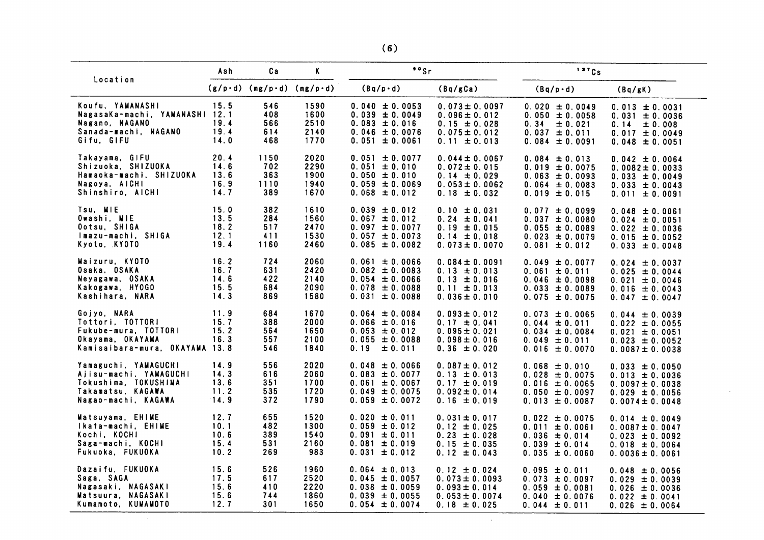| Location | Ash | Ca | K | $^{90}Sr$ | | $^{137}Cs$ | |
|---|---|---|---|---|---|---|---|
| | (g/p·d) | (mg/p·d) | (mg/p·d) | (Bq/p·d) | (Bq/gCa) | (Bq/p·d) | (Bq/gK) |
| Koufu, YAMANASHI | 15.5 | 546 | 1590 | 0.040 ± 0.0053 | 0.073 ± 0.0097 | 0.020 ± 0.0049 | 0.013 ± 0.0031 |
| NagasaKa-machi, YAMANASHI | 12.1 | 408 | 1600 | 0.039 ± 0.0049 | 0.096 ± 0.012 | 0.050 ± 0.0058 | 0.031 ± 0.0036 |
| Nagano, NAGANO | 19.4 | 566 | 2510 | 0.083 ± 0.016 | 0.15 ± 0.028 | 0.34 ± 0.021 | 0.14 ± 0.008 |
| Sanada-machi, NAGANO | 19.4 | 614 | 2140 | 0.046 ± 0.0076 | 0.075 ± 0.012 | 0.037 ± 0.011 | 0.017 ± 0.0049 |
| Gifu, GIFU | 14.0 | 468 | 1770 | 0.051 ± 0.0061 | 0.11 ± 0.013 | 0.084 ± 0.0091 | 0.048 ± 0.0051 |
| Takayama, GIFU | 20.4 | 1150 | 2020 | 0.051 ± 0.0077 | 0.044 ± 0.0067 | 0.084 ± 0.013 | 0.042 ± 0.0064 |
| Shizuoka, SHIZUOKA | 14.6 | 702 | 2290 | 0.051 ± 0.010 | 0.072 ± 0.015 | 0.019 ± 0.0075 | 0.0082 ± 0.0033 |
| Hamaoka-machi, SHIZUOKA | 13.6 | 363 | 1900 | 0.050 ± 0.010 | 0.14 ± 0.029 | 0.063 ± 0.0093 | 0.033 ± 0.0049 |
| Nagoya, AICHI | 16.9 | 1110 | 1940 | 0.059 ± 0.0069 | 0.053 ± 0.0062 | 0.064 ± 0.0083 | 0.033 ± 0.0043 |
| Shinshiro, AICHI | 14.7 | 389 | 1670 | 0.068 ± 0.012 | 0.18 ± 0.032 | 0.019 ± 0.015 | 0.011 ± 0.0091 |
| Tsu, MIE | 15.0 | 382 | 1610 | 0.039 ± 0.012 | 0.10 ± 0.031 | 0.077 ± 0.0099 | 0.048 ± 0.0061 |
| Owashi, MIE | 13.5 | 284 | 1560 | 0.067 ± 0.012 | 0.24 ± 0.041 | 0.037 ± 0.0080 | 0.024 ± 0.0051 |
| Ootsu, SHIGA | 18.2 | 517 | 2470 | 0.097 ± 0.0077 | 0.19 ± 0.015 | 0.055 ± 0.0089 | 0.022 ± 0.0036 |
| Imazu-machi, SHIGA | 12.1 | 411 | 1530 | 0.057 ± 0.0073 | 0.14 ± 0.018 | 0.023 ± 0.0079 | 0.015 ± 0.0052 |
| Kyoto, KYOTO | 19.4 | 1160 | 2460 | 0.085 ± 0.0082 | 0.073 ± 0.0070 | 0.081 ± 0.012 | 0.033 ± 0.0048 |
| Maizuru, KYOTO | 16.2 | 724 | 2060 | 0.061 ± 0.0066 | 0.084 ± 0.0091 | 0.049 ± 0.0077 | 0.024 ± 0.0037 |
| Osaka, OSAKA | 16.7 | 631 | 2420 | 0.082 ± 0.0083 | 0.13 ± 0.013 | 0.061 ± 0.011 | 0.025 ± 0.0044 |
| Neyagawa, OSAKA | 14.6 | 422 | 2140 | 0.054 ± 0.0066 | 0.13 ± 0.016 | 0.046 ± 0.0098 | 0.021 ± 0.0046 |
| Kakogawa, HYOGO | 15.5 | 684 | 2090 | 0.078 ± 0.0088 | 0.11 ± 0.013 | 0.033 ± 0.0089 | 0.016 ± 0.0043 |
| Kashihara, NARA | 14.3 | 869 | 1580 | 0.031 ± 0.0088 | 0.036 ± 0.010 | 0.075 ± 0.0075 | 0.047 ± 0.0047 |
| Gojyo, NARA | 11.9 | 684 | 1670 | 0.064 ± 0.0084 | 0.093 ± 0.012 | 0.073 ± 0.0065 | 0.044 ± 0.0039 |
| Tottori, TOTTORI | 15.7 | 388 | 2000 | 0.066 ± 0.016 | 0.17 ± 0.041 | 0.044 ± 0.011 | 0.022 ± 0.0055 |
| Fukube-mura, TOTTORI | 15.2 | 564 | 1650 | 0.053 ± 0.012 | 0.095 ± 0.021 | 0.034 ± 0.0084 | 0.021 ± 0.0051 |
| Okayama, OKAYAMA | 16.3 | 557 | 2100 | 0.055 ± 0.0088 | 0.098 ± 0.016 | 0.049 ± 0.011 | 0.023 ± 0.0052 |
| Kamisaibara-mura, OKAYAMA | 13.8 | 546 | 1840 | 0.19 ± 0.011 | 0.36 ± 0.020 | 0.016 ± 0.0070 | 0.0087 ± 0.0038 |
| Yamaguchi, YAMAGUCHI | 14.9 | 556 | 2020 | 0.048 ± 0.0066 | 0.087 ± 0.012 | 0.068 ± 0.010 | 0.033 ± 0.0050 |
| Ajisu-machi, YAMAGUCHI | 14.3 | 616 | 2060 | 0.083 ± 0.0077 | 0.13 ± 0.013 | 0.028 ± 0.0075 | 0.013 ± 0.0036 |
| Tokushima, TOKUSHIMA | 13.6 | 351 | 1700 | 0.061 ± 0.0067 | 0.17 ± 0.019 | 0.016 ± 0.0065 | 0.0097 ± 0.0038 |
| Takamatsu, KAGAWA | 11.2 | 535 | 1720 | 0.049 ± 0.0075 | 0.092 ± 0.014 | 0.050 ± 0.0097 | 0.029 ± 0.0056 |
| Nagao-machi, KAGAWA | 14.9 | 372 | 1790 | 0.059 ± 0.0072 | 0.16 ± 0.019 | 0.013 ± 0.0087 | 0.0074 ± 0.0048 |
| Matsuyama, EHIME | 12.7 | 655 | 1520 | 0.020 ± 0.011 | 0.031 ± 0.017 | 0.022 ± 0.0075 | 0.014 ± 0.0049 |
| Ikata-machi, EHIME | 10.1 | 482 | 1300 | 0.059 ± 0.012 | 0.12 ± 0.025 | 0.011 ± 0.0061 | 0.0087 ± 0.0047 |
| Kochi, KOCHI | 10.6 | 389 | 1540 | 0.091 ± 0.011 | 0.23 ± 0.028 | 0.036 ± 0.014 | 0.023 ± 0.0092 |
| Saga-machi, KOCHI | 15.4 | 531 | 2160 | 0.081 ± 0.019 | 0.15 ± 0.035 | 0.039 ± 0.014 | 0.018 ± 0.0064 |
| Fukuoka, FUKUOKA | 10.2 | 269 | 983 | 0.031 ± 0.012 | 0.12 ± 0.043 | 0.035 ± 0.0060 | 0.0036 ± 0.0061 |
| Dazaifu, FUKUOKA | 15.6 | 526 | 1960 | 0.064 ± 0.013 | 0.12 ± 0.024 | 0.095 ± 0.011 | 0.048 ± 0.0056 |
| Saga, SAGA | 17.5 | 617 | 2520 | 0.045 ± 0.0057 | 0.073 ± 0.0093 | 0.073 ± 0.0097 | 0.029 ± 0.0039 |
| Nagasaki, NAGASAKI | 15.6 | 410 | 2220 | 0.038 ± 0.0059 | 0.093 ± 0.014 | 0.059 ± 0.0081 | 0.026 ± 0.0036 |
| Matsuura, NAGASAKI | 15.6 | 744 | 1860 | 0.039 ± 0.0055 | 0.053 ± 0.0074 | 0.040 ± 0.0076 | 0.022 ± 0.0041 |
| Kumamoto, KUMAMOTO | 12.7 | 301 | 1650 | 0.054 ± 0.0074 | 0.18 ± 0.025 | 0.044 ± 0.011 | 0.026 ± 0.0064 |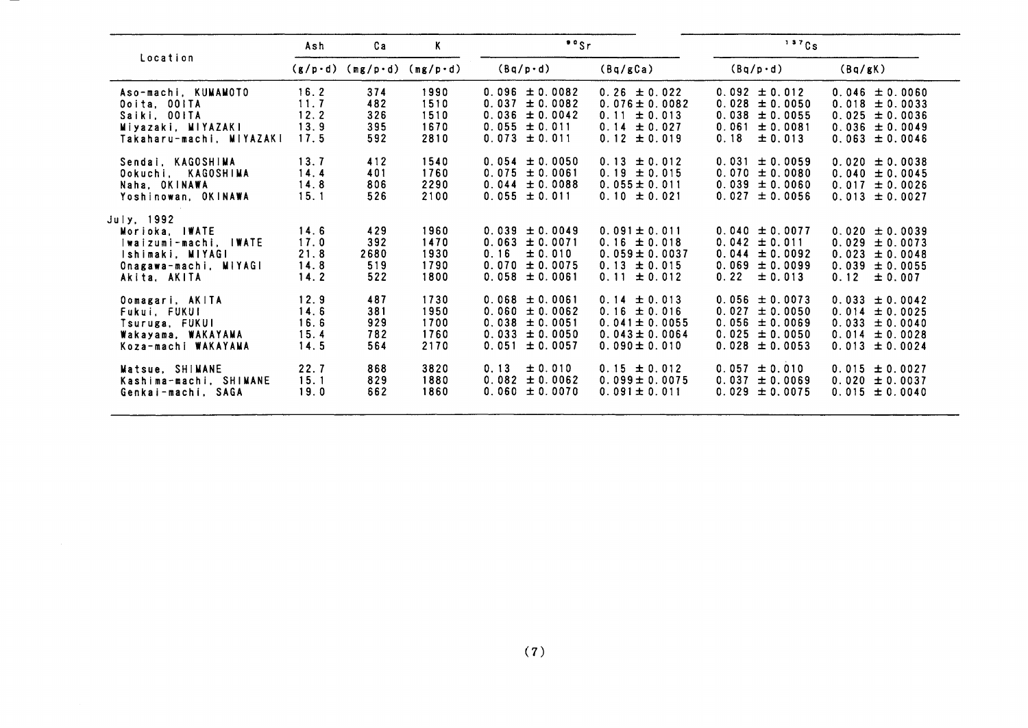| Location | Ash | Ca | K | $^{90}Sr$ | | $^{137}Cs$ | |
|---|---|---|---|---|---|---|---|
| | (g/p·d) | (mg/p·d) | (mg/p·d) | (Bq/p·d) | (Bq/gCa) | (Bq/p·d) | (Bq/gK) |
| Aso-machi, KUMAMOTO | 16.2 | 374 | 1990 | 0.096 ± 0.0082 | 0.26 ± 0.022 | 0.092 ± 0.012 | 0.046 ± 0.0060 |
| Ooita, OOITA | 11.7 | 482 | 1510 | 0.037 ± 0.0082 | 0.076 ± 0.0082 | 0.028 ± 0.0050 | 0.018 ± 0.0033 |
| Saiki, OOITA | 12.2 | 326 | 1510 | 0.036 ± 0.0042 | 0.11 ± 0.013 | 0.038 ± 0.0055 | 0.025 ± 0.0036 |
| Miyazaki, MIYAZAKI | 13.9 | 395 | 1670 | 0.055 ± 0.011 | 0.14 ± 0.027 | 0.061 ± 0.0081 | 0.036 ± 0.0049 |
| Takaharu-machi, MIYAZAKI | 17.5 | 592 | 2810 | 0.073 ± 0.011 | 0.12 ± 0.019 | 0.18 ± 0.013 | 0.063 ± 0.0046 |
| Sendai, KAGOSHIMA | 13.7 | 412 | 1540 | 0.054 ± 0.0050 | 0.13 ± 0.012 | 0.031 ± 0.0059 | 0.020 ± 0.0038 |
| Ookuchi, KAGOSHIMA | 14.4 | 401 | 1760 | 0.075 ± 0.0061 | 0.19 ± 0.015 | 0.070 ± 0.0080 | 0.040 ± 0.0045 |
| Naha, OKINAWA | 14.8 | 806 | 2290 | 0.044 ± 0.0088 | 0.055 ± 0.011 | 0.039 ± 0.0060 | 0.017 ± 0.0026 |
| Yoshinowan, OKINAWA | 15.1 | 526 | 2100 | 0.055 ± 0.011 | 0.10 ± 0.021 | 0.027 ± 0.0056 | 0.013 ± 0.0027 |
| July, 1992 | | | | | | | |
| Morioka, IWATE | 14.6 | 429 | 1960 | 0.039 ± 0.0049 | 0.091 ± 0.011 | 0.040 ± 0.0077 | 0.020 ± 0.0039 |
| Iwaizumi-machi, IWATE | 17.0 | 392 | 1470 | 0.063 ± 0.0071 | 0.16 ± 0.018 | 0.042 ± 0.011 | 0.029 ± 0.0073 |
| Ishimaki, MIYAGI | 21.8 | 2680 | 1930 | 0.16 ± 0.010 | 0.059 ± 0.0037 | 0.044 ± 0.0092 | 0.023 ± 0.0048 |
| Onagawa-machi, MIYAGI | 14.8 | 519 | 1790 | 0.070 ± 0.0075 | 0.13 ± 0.015 | 0.069 ± 0.0099 | 0.039 ± 0.0055 |
| Akita, AKITA | 14.2 | 522 | 1800 | 0.058 ± 0.0061 | 0.11 ± 0.012 | 0.22 ± 0.013 | 0.12 ± 0.007 |
| Oomagari, AKITA | 12.9 | 487 | 1730 | 0.068 ± 0.0061 | 0.14 ± 0.013 | 0.056 ± 0.0073 | 0.033 ± 0.0042 |
| Fukui, FUKUI | 14.6 | 381 | 1950 | 0.060 ± 0.0062 | 0.16 ± 0.016 | 0.027 ± 0.0050 | 0.014 ± 0.0025 |
| Tsuruga, FUKUI | 16.6 | 929 | 1700 | 0.038 ± 0.0051 | 0.041 ± 0.0055 | 0.056 ± 0.0069 | 0.033 ± 0.0040 |
| Wakayama, WAKAYAMA | 15.4 | 782 | 1760 | 0.033 ± 0.0050 | 0.043 ± 0.0064 | 0.025 ± 0.0050 | 0.014 ± 0.0028 |
| Koza-machi WAKAYAMA | 14.5 | 564 | 2170 | 0.051 ± 0.0057 | 0.090 ± 0.010 | 0.028 ± 0.0053 | 0.013 ± 0.0024 |
| Matsue, SHIMANE | 22.7 | 868 | 3820 | 0.13 ± 0.010 | 0.15 ± 0.012 | 0.057 ± 0.010 | 0.015 ± 0.0027 |
| Kashima-machi, SHIMANE | 15.1 | 829 | 1880 | 0.082 ± 0.0062 | 0.099 ± 0.0075 | 0.037 ± 0.0069 | 0.020 ± 0.0037 |
| Genkai-machi, SAGA | 19.0 | 662 | 1860 | 0.060 ± 0.0070 | 0.091 ± 0.011 | 0.029 ± 0.0075 | 0.015 ± 0.0040 |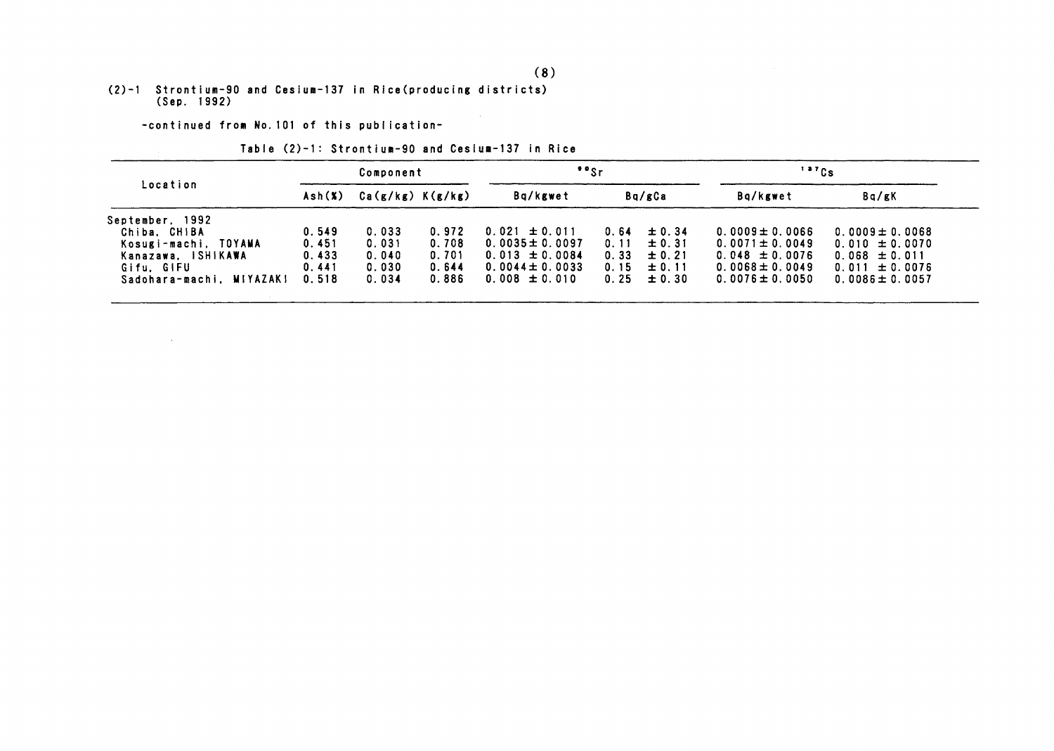## (2)-1 Strontium-90 and Cesium-137 in Rice(producing districts) (Sep. 1992)

-continued from No.101 of this publication-

Table (2)-1: Strontium-90 and Cesium-137 in Rice

| Location | Component | | | $^{90}Sr$ | | $^{137}Cs$ | |
|---|---|---|---|---|---|---|---|
| | Ash(%) | Ca(g/kg) | K(g/kg) | Bq/kgwet | Bq/gCa | Bq/kgwet | Bq/gK |
| September, 1992 | | | | | | | |
| Chiba, CHIBA | 0.549 | 0.033 | 0.972 | 0.021 ± 0.011 | 0.64 ± 0.34 | 0.0009 ± 0.0066 | 0.0009 ± 0.0068 |
| Kosugi-machi, TOYAMA | 0.451 | 0.031 | 0.708 | 0.0035 ± 0.0097 | 0.11 ± 0.31 | 0.0071 ± 0.0049 | 0.010 ± 0.0070 |
| Kanazawa, ISHIKAWA | 0.433 | 0.040 | 0.701 | 0.013 ± 0.0084 | 0.33 ± 0.21 | 0.048 ± 0.0076 | 0.068 ± 0.011 |
| Gifu, GIFU | 0.441 | 0.030 | 0.644 | 0.0044 ± 0.0033 | 0.15 ± 0.11 | 0.0068 ± 0.0049 | 0.011 ± 0.0076 |
| Sadohara-machi, MIYAZAKI | 0.518 | 0.034 | 0.886 | 0.008 ± 0.010 | 0.25 ± 0.30 | 0.0076 ± 0.0050 | 0.0086 ± 0.0057 |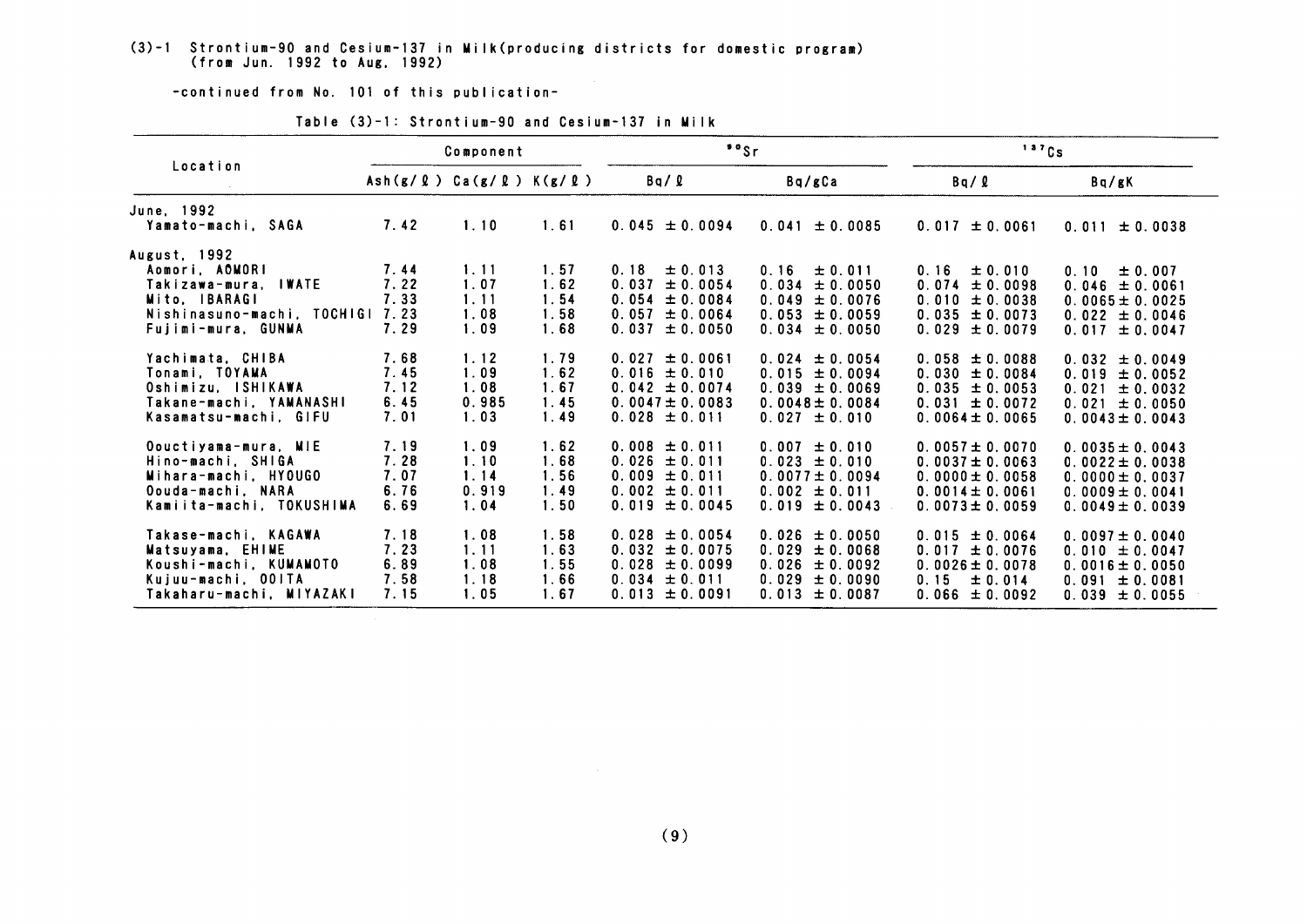(3)-1 Strontium-90 and Cesium-137 in Milk(producing districts for domestic program) (from Jun. 1992 to Aug. 1992)

-continued from No. 101 of this publication-

Table (3)-1: Strontium-90 and Cesium-137 in Milk

| Location | Component | | | $^{90}Sr$ | | $^{137}Cs$ | |
|---|---|---|---|---|---|---|---|
| | Ash(g/ℓ) | Ca(g/ℓ) | K(g/ℓ) | Bq/ℓ | Bq/gCa | Bq/ℓ | Bq/gK |
| June, 1992 | | | | | | | |
| Yamato-machi, SAGA | 7.42 | 1.10 | 1.61 | 0.045 ± 0.0094 | 0.041 ± 0.0085 | 0.017 ± 0.0061 | 0.011 ± 0.0038 |
| August, 1992 | | | | | | | |
| Aomori, AOMORI | 7.44 | 1.11 | 1.57 | 0.18 ± 0.013 | 0.16 ± 0.011 | 0.16 ± 0.010 | 0.10 ± 0.007 |
| Takizawa-mura, IWATE | 7.22 | 1.07 | 1.62 | 0.037 ± 0.0054 | 0.034 ± 0.0050 | 0.074 ± 0.0098 | 0.046 ± 0.0061 |
| Mito, IBARAGI | 7.33 | 1.11 | 1.54 | 0.054 ± 0.0084 | 0.049 ± 0.0076 | 0.010 ± 0.0038 | 0.0065 ± 0.0025 |
| Nishinasuno-machi, TOCHIGI | 7.23 | 1.08 | 1.58 | 0.057 ± 0.0064 | 0.053 ± 0.0059 | 0.035 ± 0.0073 | 0.022 ± 0.0046 |
| Fujimi-mura, GUNMA | 7.29 | 1.09 | 1.68 | 0.037 ± 0.0050 | 0.034 ± 0.0050 | 0.029 ± 0.0079 | 0.017 ± 0.0047 |
| Yachimata, CHIBA | 7.68 | 1.12 | 1.79 | 0.027 ± 0.0061 | 0.024 ± 0.0054 | 0.058 ± 0.0088 | 0.032 ± 0.0049 |
| Tonami, TOYAMA | 7.45 | 1.09 | 1.62 | 0.016 ± 0.010 | 0.015 ± 0.0094 | 0.030 ± 0.0084 | 0.019 ± 0.0052 |
| Oshimizu, ISHIKAWA | 7.12 | 1.08 | 1.67 | 0.042 ± 0.0074 | 0.039 ± 0.0069 | 0.035 ± 0.0053 | 0.021 ± 0.0032 |
| Takane-machi, YAMANASHI | 6.45 | 0.985 | 1.45 | 0.0047 ± 0.0083 | 0.0048 ± 0.0084 | 0.031 ± 0.0072 | 0.021 ± 0.0050 |
| Kasamatsu-machi, GIFU | 7.01 | 1.03 | 1.49 | 0.028 ± 0.011 | 0.027 ± 0.010 | 0.0064 ± 0.0065 | 0.0043 ± 0.0043 |
| Oouctiyama-mura, MIE | 7.19 | 1.09 | 1.62 | 0.008 ± 0.011 | 0.007 ± 0.010 | 0.0057 ± 0.0070 | 0.0035 ± 0.0043 |
| Hino-machi, SHIGA | 7.28 | 1.10 | 1.68 | 0.026 ± 0.011 | 0.023 ± 0.010 | 0.0037 ± 0.0063 | 0.0022 ± 0.0038 |
| Mihara-machi, HYOUGO | 7.07 | 1.14 | 1.56 | 0.009 ± 0.011 | 0.0077 ± 0.0094 | 0.0000 ± 0.0058 | 0.0000 ± 0.0037 |
| Oouda-machi, NARA | 6.76 | 0.919 | 1.49 | 0.002 ± 0.011 | 0.002 ± 0.011 | 0.0014 ± 0.0061 | 0.0009 ± 0.0041 |
| Kamiita-machi, TOKUSHIMA | 6.69 | 1.04 | 1.50 | 0.019 ± 0.0045 | 0.019 ± 0.0043 | 0.0073 ± 0.0059 | 0.0049 ± 0.0039 |
| Takase-machi, KAGAWA | 7.18 | 1.08 | 1.58 | 0.028 ± 0.0054 | 0.026 ± 0.0050 | 0.015 ± 0.0064 | 0.0097 ± 0.0040 |
| Matsuyama, EHIME | 7.23 | 1.11 | 1.63 | 0.032 ± 0.0075 | 0.029 ± 0.0068 | 0.017 ± 0.0076 | 0.010 ± 0.0047 |
| Koushi-machi, KUMAMOTO | 6.89 | 1.08 | 1.55 | 0.028 ± 0.0099 | 0.026 ± 0.0092 | 0.0026 ± 0.0078 | 0.0016 ± 0.0050 |
| Kujuu-machi, OOITA | 7.58 | 1.18 | 1.66 | 0.034 ± 0.011 | 0.029 ± 0.0090 | 0.15 ± 0.014 | 0.091 ± 0.0081 |
| Takaharu-machi, MIYAZAKI | 7.15 | 1.05 | 1.67 | 0.013 ± 0.0091 | 0.013 ± 0.0087 | 0.066 ± 0.0092 | 0.039 ± 0.0055 |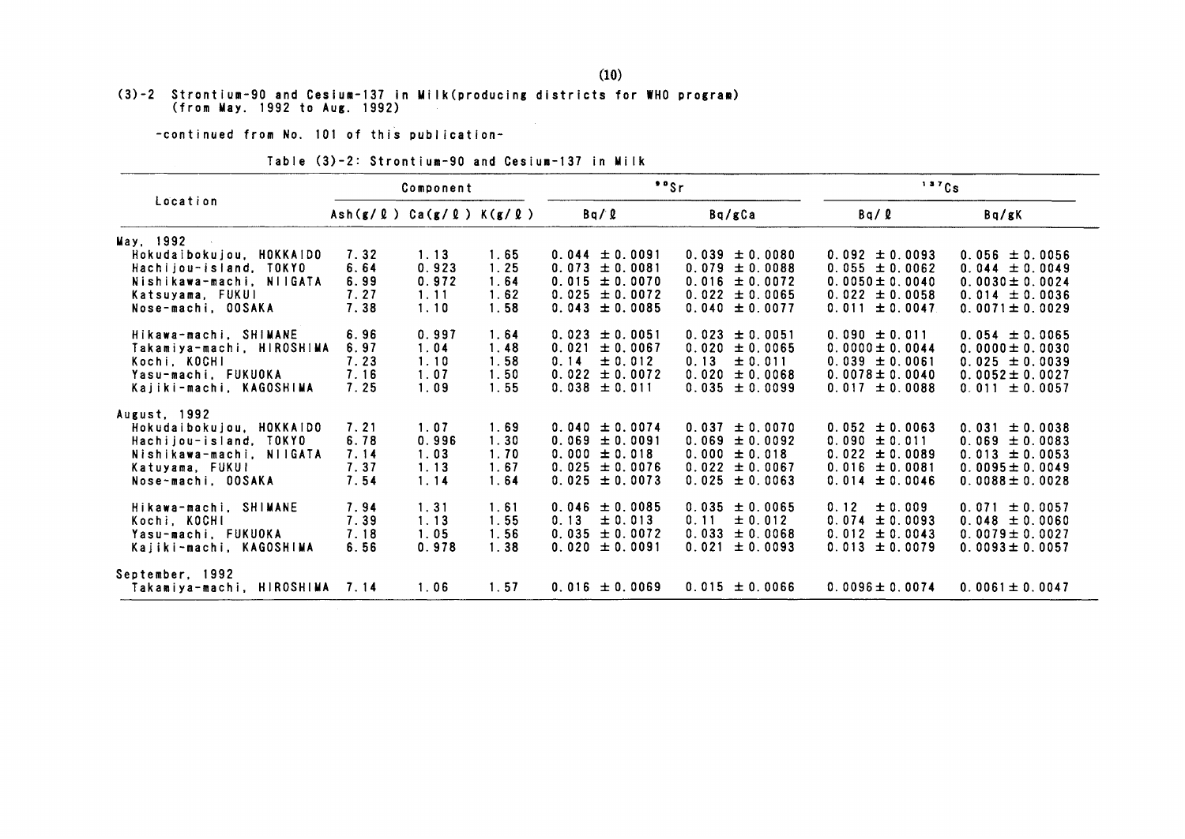(3)-2 Strontium-90 and Cesium-137 in Milk(producing districts for WHO program)
(from May. 1992 to Aug. 1992)

-continued from No. 101 of this publication-

Table (3)-2: Strontium-90 and Cesium-137 in Milk

| Location | Component | | | $^{90}Sr$ | | $^{137}Cs$ | |
|---|---|---|---|---|---|---|---|
| | Ash(g/ℓ) | Ca(g/ℓ) | K(g/ℓ) | Bq/ℓ | Bq/gCa | Bq/ℓ | Bq/gK |
| **May, 1992** | | | | | | | |
| Hokudaibokujou, HOKKAIDO | 7.32 | 1.13 | 1.65 | 0.044 ±0.0091 | 0.039 ±0.0080 | 0.092 ±0.0093 | 0.056 ±0.0056 |
| Hachijou-island, TOKYO | 6.64 | 0.923 | 1.25 | 0.073 ±0.0081 | 0.079 ±0.0088 | 0.055 ±0.0062 | 0.044 ±0.0049 |
| Nishikawa-machi, NIIGATA | 6.99 | 0.972 | 1.64 | 0.015 ±0.0070 | 0.016 ±0.0072 | 0.0050±0.0040 | 0.0030±0.0024 |
| Katsuyama, FUKUI | 7.27 | 1.11 | 1.62 | 0.025 ±0.0072 | 0.022 ±0.0065 | 0.022 ±0.0058 | 0.014 ±0.0036 |
| Nose-machi, OOSAKA | 7.38 | 1.10 | 1.58 | 0.043 ±0.0085 | 0.040 ±0.0077 | 0.011 ±0.0047 | 0.0071±0.0029 |
| Hikawa-machi, SHIMANE | 6.96 | 0.997 | 1.64 | 0.023 ±0.0051 | 0.023 ±0.0051 | 0.090 ±0.011 | 0.054 ±0.0065 |
| Takamiya-machi, HIROSHIMA | 6.97 | 1.04 | 1.48 | 0.021 ±0.0067 | 0.020 ±0.0065 | 0.0000±0.0044 | 0.0000±0.0030 |
| Kochi, KOCHI | 7.23 | 1.10 | 1.58 | 0.14 ±0.012 | 0.13 ±0.011 | 0.039 ±0.0061 | 0.025 ±0.0039 |
| Yasu-machi, FUKUOKA | 7.16 | 1.07 | 1.50 | 0.022 ±0.0072 | 0.020 ±0.0068 | 0.0078±0.0040 | 0.0052±0.0027 |
| Kajiki-machi, KAGOSHIMA | 7.25 | 1.09 | 1.55 | 0.038 ±0.011 | 0.035 ±0.0099 | 0.017 ±0.0088 | 0.011 ±0.0057 |
| **August, 1992** | | | | | | | |
| Hokudaibokujou, HOKKAIDO | 7.21 | 1.07 | 1.69 | 0.040 ±0.0074 | 0.037 ±0.0070 | 0.052 ±0.0063 | 0.031 ±0.0038 |
| Hachijou-island, TOKYO | 6.78 | 0.996 | 1.30 | 0.069 ±0.0091 | 0.069 ±0.0092 | 0.090 ±0.011 | 0.069 ±0.0083 |
| Nishikawa-machi, NIIGATA | 7.14 | 1.03 | 1.70 | 0.000 ±0.018 | 0.000 ±0.018 | 0.022 ±0.0089 | 0.013 ±0.0053 |
| Katuyama, FUKUI | 7.37 | 1.13 | 1.67 | 0.025 ±0.0076 | 0.022 ±0.0067 | 0.016 ±0.0081 | 0.0095±0.0049 |
| Nose-machi, OOSAKA | 7.54 | 1.14 | 1.64 | 0.025 ±0.0073 | 0.025 ±0.0063 | 0.014 ±0.0046 | 0.0088±0.0028 |
| Hikawa-machi, SHIMANE | 7.94 | 1.31 | 1.61 | 0.046 ±0.0085 | 0.035 ±0.0065 | 0.12 ±0.009 | 0.071 ±0.0057 |
| Kochi, KOCHI | 7.39 | 1.13 | 1.55 | 0.13 ±0.013 | 0.11 ±0.012 | 0.074 ±0.0093 | 0.048 ±0.0060 |
| Yasu-machi, FUKUOKA | 7.18 | 1.05 | 1.56 | 0.035 ±0.0072 | 0.033 ±0.0068 | 0.012 ±0.0043 | 0.0079±0.0027 |
| Kajiki-machi, KAGOSHIMA | 6.56 | 0.978 | 1.38 | 0.020 ±0.0091 | 0.021 ±0.0093 | 0.013 ±0.0079 | 0.0093±0.0057 |
| **September, 1992** | | | | | | | |
| Takamiya-machi, HIROSHIMA | 7.14 | 1.06 | 1.57 | 0.016 ±0.0069 | 0.015 ±0.0066 | 0.0096±0.0074 | 0.0061±0.0047 |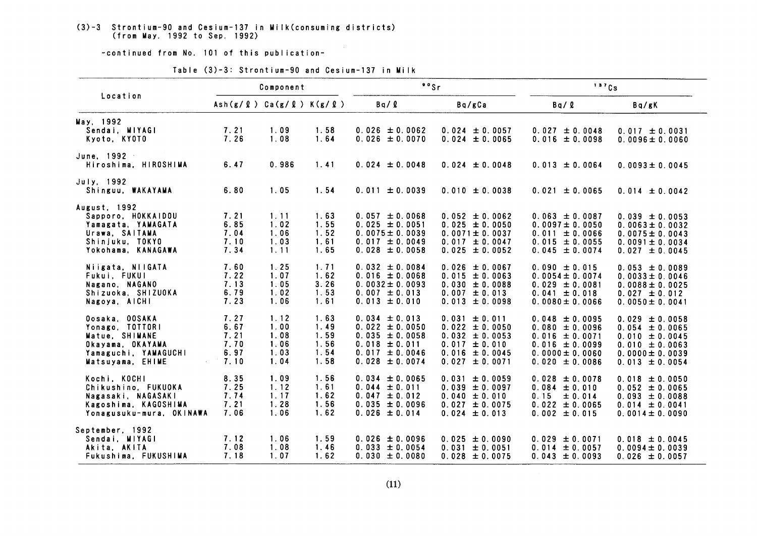(3)-3 Strontium-90 and Cesium-137 in Milk(consuming districts)
(from May. 1992 to Sep. 1992)

-continued from No. 101 of this publication-

Table (3)-3: Strontium-90 and Cesium-137 in Milk

| Location | Component | | | $^{90}Sr$ | | $^{137}Cs$ | |
|---|---|---|---|---|---|---|---|
| | Ash(g/ℓ) | Ca(g/ℓ) | K(g/ℓ) | Bq/ℓ | Bq/gCa | Bq/ℓ | Bq/gK |
| **May, 1992** | | | | | | | |
| Sendai, MIYAGI | 7.21 | 1.09 | 1.58 | 0.026 ± 0.0062 | 0.024 ± 0.0057 | 0.027 ± 0.0048 | 0.017 ± 0.0031 |
| Kyoto, KYOTO | 7.26 | 1.08 | 1.64 | 0.026 ± 0.0070 | 0.024 ± 0.0065 | 0.016 ± 0.0098 | 0.0096 ± 0.0060 |
| **June, 1992** | | | | | | | |
| Hiroshima, HIROSHIMA | 6.47 | 0.986 | 1.41 | 0.024 ± 0.0048 | 0.024 ± 0.0048 | 0.013 ± 0.0064 | 0.0093 ± 0.0045 |
| **July, 1992** | | | | | | | |
| Shinguu, WAKAYAMA | 6.80 | 1.05 | 1.54 | 0.011 ± 0.0039 | 0.010 ± 0.0038 | 0.021 ± 0.0065 | 0.014 ± 0.0042 |
| **August, 1992** | | | | | | | |
| Sapporo, HOKKAIDOU | 7.21 | 1.11 | 1.63 | 0.057 ± 0.0068 | 0.052 ± 0.0062 | 0.063 ± 0.0087 | 0.039 ± 0.0053 |
| Yamagata, YAMAGATA | 6.85 | 1.02 | 1.55 | 0.025 ± 0.0051 | 0.025 ± 0.0050 | 0.0097 ± 0.0050 | 0.0063 ± 0.0032 |
| Urawa, SAITAMA | 7.04 | 1.06 | 1.52 | 0.0075 ± 0.0039 | 0.0071 ± 0.0037 | 0.011 ± 0.0066 | 0.0075 ± 0.0043 |
| Shinjuku, TOKYO | 7.10 | 1.03 | 1.61 | 0.017 ± 0.0049 | 0.017 ± 0.0047 | 0.015 ± 0.0055 | 0.0091 ± 0.0034 |
| Yokohama, KANAGAWA | 7.34 | 1.11 | 1.65 | 0.028 ± 0.0058 | 0.025 ± 0.0052 | 0.045 ± 0.0074 | 0.027 ± 0.0045 |
| Niigata, NIIGATA | 7.60 | 1.25 | 1.71 | 0.032 ± 0.0084 | 0.026 ± 0.0067 | 0.090 ± 0.015 | 0.053 ± 0.0089 |
| Fukui, FUKUI | 7.22 | 1.07 | 1.62 | 0.016 ± 0.0068 | 0.015 ± 0.0063 | 0.0054 ± 0.0074 | 0.0033 ± 0.0046 |
| Nagano, NAGANO | 7.13 | 1.05 | 3.26 | 0.0032 ± 0.0093 | 0.030 ± 0.0088 | 0.029 ± 0.0081 | 0.0088 ± 0.0025 |
| Shizuoka, SHIZUOKA | 6.79 | 1.02 | 1.53 | 0.007 ± 0.013 | 0.007 ± 0.013 | 0.041 ± 0.018 | 0.027 ± 0.012 |
| Nagoya, AICHI | 7.23 | 1.06 | 1.61 | 0.013 ± 0.010 | 0.013 ± 0.0098 | 0.0080 ± 0.0066 | 0.0050 ± 0.0041 |
| Oosaka, OOSAKA | 7.27 | 1.12 | 1.63 | 0.034 ± 0.013 | 0.031 ± 0.011 | 0.048 ± 0.0095 | 0.029 ± 0.0058 |
| Yonago, TOTTORI | 6.67 | 1.00 | 1.49 | 0.022 ± 0.0050 | 0.022 ± 0.0050 | 0.080 ± 0.0096 | 0.054 ± 0.0065 |
| Matue, SHIMANE | 7.21 | 1.08 | 1.59 | 0.035 ± 0.0058 | 0.032 ± 0.0053 | 0.016 ± 0.0071 | 0.010 ± 0.0045 |
| Okayama, OKAYAMA | 7.70 | 1.06 | 1.56 | 0.018 ± 0.011 | 0.017 ± 0.010 | 0.016 ± 0.0099 | 0.010 ± 0.0063 |
| Yamaguchi, YAMAGUCHI | 6.97 | 1.03 | 1.54 | 0.017 ± 0.0046 | 0.016 ± 0.0045 | 0.0000 ± 0.0060 | 0.0000 ± 0.0039 |
| Matsuyama, EHIME | 7.10 | 1.04 | 1.58 | 0.028 ± 0.0074 | 0.027 ± 0.0071 | 0.020 ± 0.0086 | 0.013 ± 0.0054 |
| Kochi, KOCHI | 8.35 | 1.09 | 1.56 | 0.034 ± 0.0065 | 0.031 ± 0.0059 | 0.028 ± 0.0078 | 0.018 ± 0.0050 |
| Chikushino, FUKUOKA | 7.25 | 1.12 | 1.61 | 0.044 ± 0.011 | 0.039 ± 0.0097 | 0.084 ± 0.010 | 0.052 ± 0.0065 |
| Nagasaki, NAGASAKI | 7.74 | 1.17 | 1.62 | 0.047 ± 0.012 | 0.040 ± 0.010 | 0.15 ± 0.014 | 0.093 ± 0.0088 |
| Kagoshima, KAGOSHIMA | 7.21 | 1.28 | 1.56 | 0.035 ± 0.0096 | 0.027 ± 0.0075 | 0.022 ± 0.0065 | 0.014 ± 0.0041 |
| Yonagusuku-mura, OKINAWA | 7.06 | 1.06 | 1.62 | 0.026 ± 0.014 | 0.024 ± 0.013 | 0.002 ± 0.015 | 0.0014 ± 0.0090 |
| **September, 1992** | | | | | | | |
| Sendai, MIYAGI | 7.12 | 1.06 | 1.59 | 0.026 ± 0.0096 | 0.025 ± 0.0090 | 0.029 ± 0.0071 | 0.018 ± 0.0045 |
| Akita, AKITA | 7.08 | 1.08 | 1.46 | 0.033 ± 0.0054 | 0.031 ± 0.0051 | 0.014 ± 0.0057 | 0.0094 ± 0.0039 |
| Fukushima, FUKUSHIMA | 7.18 | 1.07 | 1.62 | 0.030 ± 0.0080 | 0.028 ± 0.0075 | 0.043 ± 0.0093 | 0.026 ± 0.0057 |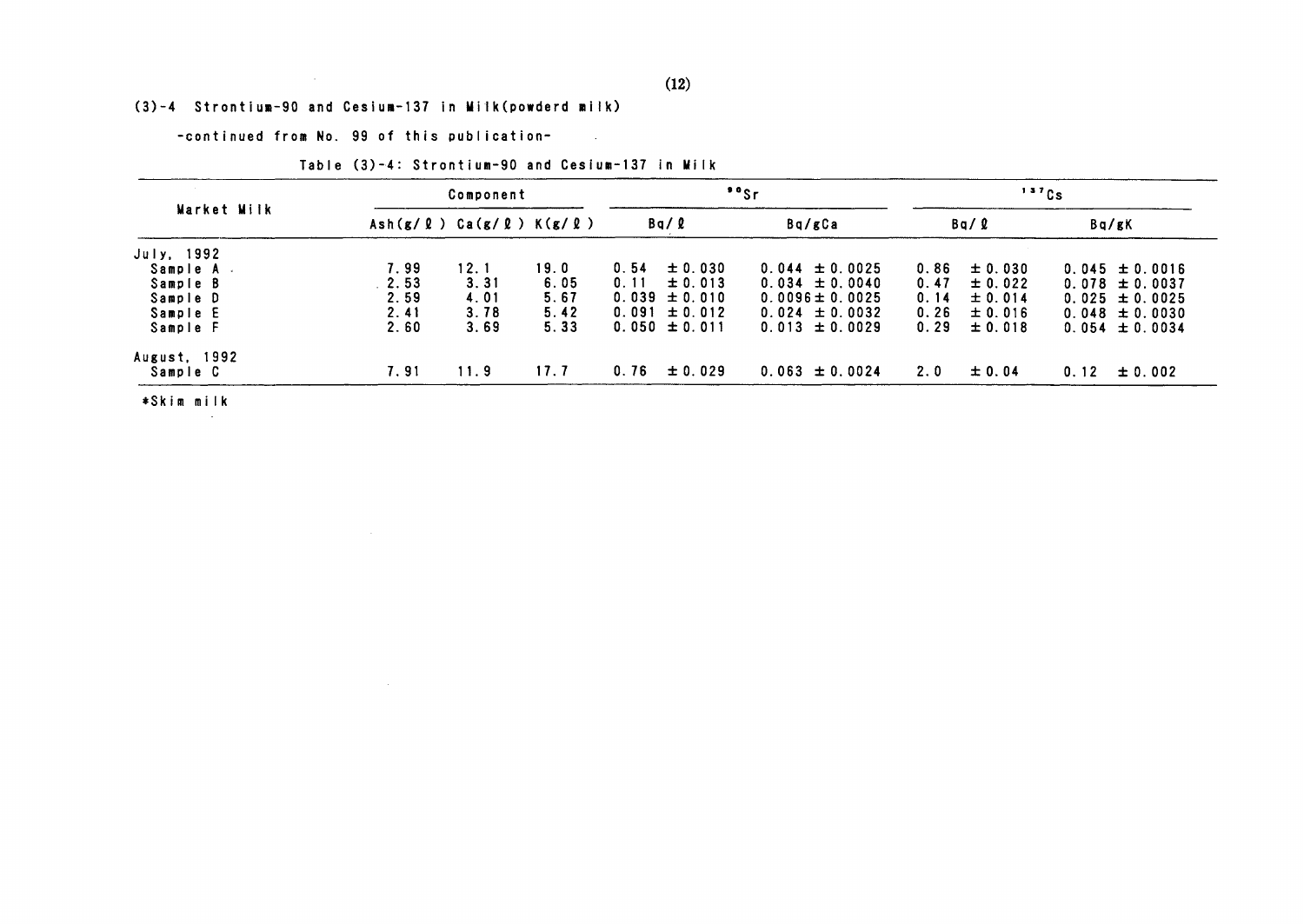### (3)-4 Strontium-90 and Cesium-137 in Milk(powderd milk)

-continued from No. 99 of this publication-

Table (3)-4: Strontium-90 and Cesium-137 in Milk

| Market Milk | Component | | | $^{90}Sr$ | | $^{137}Cs$ | |
|---|---|---|---|---|---|---|---|
| | Ash(g/ℓ) | Ca(g/ℓ) | K(g/ℓ) | Bq/ℓ | Bq/gCa | Bq/ℓ | Bq/gK |
| July, 1992 | | | | | | | |
| Sample A | 7.99 | 12.1 | 19.0 | 0.54 ± 0.030 | 0.044 ± 0.0025 | 0.86 ± 0.030 | 0.045 ± 0.0016 |
| Sample B | 2.53 | 3.31 | 6.05 | 0.11 ± 0.013 | 0.034 ± 0.0040 | 0.47 ± 0.022 | 0.078 ± 0.0037 |
| Sample D | 2.59 | 4.01 | 5.67 | 0.039 ± 0.010 | 0.0096 ± 0.0025 | 0.14 ± 0.014 | 0.025 ± 0.0025 |
| Sample E | 2.41 | 3.78 | 5.42 | 0.091 ± 0.012 | 0.024 ± 0.0032 | 0.26 ± 0.016 | 0.048 ± 0.0030 |
| Sample F | 2.60 | 3.69 | 5.33 | 0.050 ± 0.011 | 0.013 ± 0.0029 | 0.29 ± 0.018 | 0.054 ± 0.0034 |
| August, 1992 | | | | | | | |
| Sample C | 7.91 | 11.9 | 17.7 | 0.76 ± 0.029 | 0.063 ± 0.0024 | 2.0 ± 0.04 | 0.12 ± 0.002 |

*Skim milk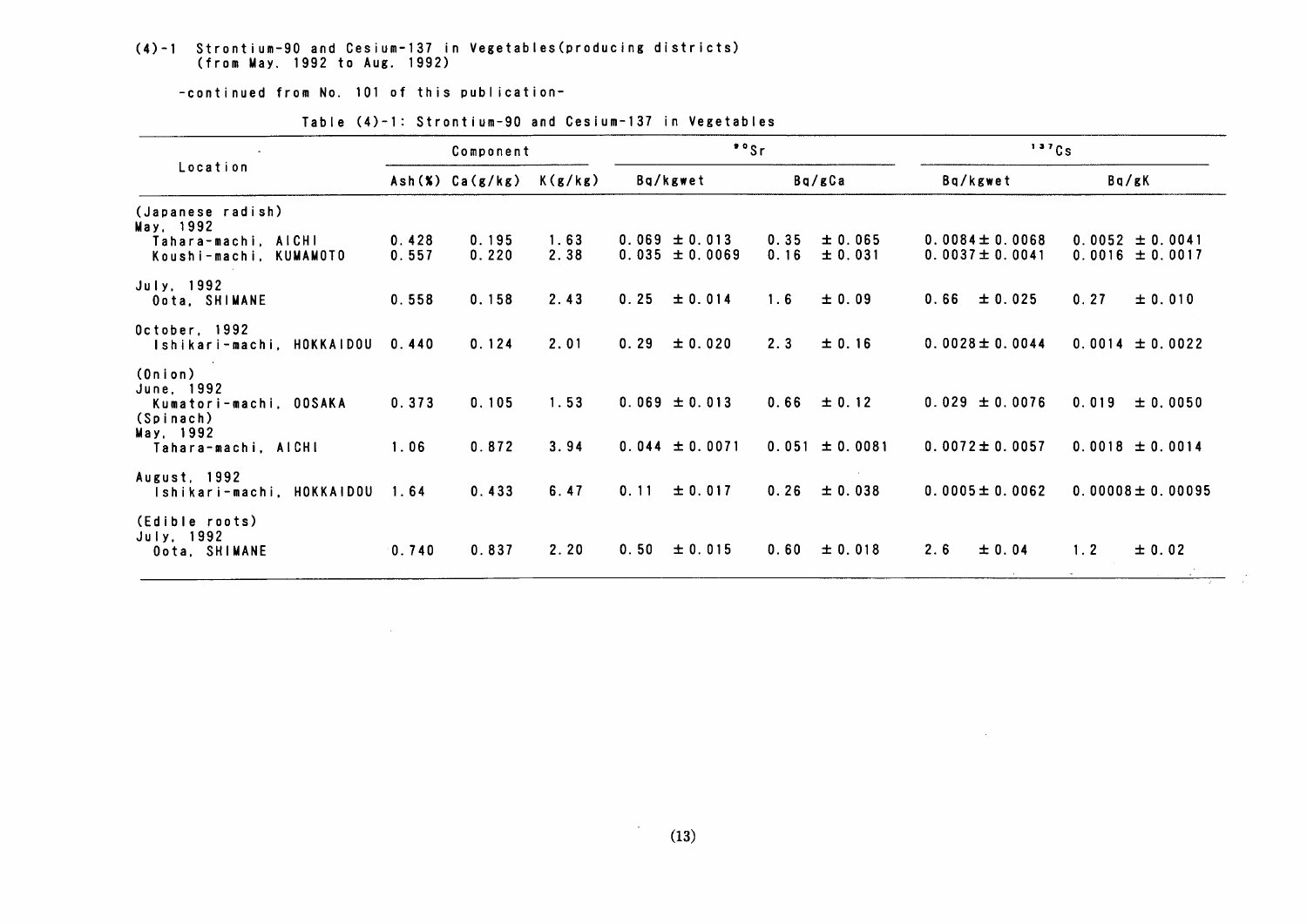(4)-1 Strontium-90 and Cesium-137 in Vegetables(producing districts)
(from May. 1992 to Aug. 1992)

-continued from No. 101 of this publication-

Table (4)-1: Strontium-90 and Cesium-137 in Vegetables

| Location | Component | | | $^{90}Sr$ | | $^{137}Cs$ | |
|---|---|---|---|---|---|---|---|
| | Ash(%) | Ca(g/kg) | K(g/kg) | Bq/kgwet | Bq/gCa | Bq/kgwet | Bq/gK |
| (Japanese radish) | | | | | | | |
| May, 1992 | | | | | | | |
| Tahara-machi, AICHI | 0.428 | 0.195 | 1.63 | 0.069 ± 0.013 | 0.35 ± 0.065 | 0.0084 ± 0.0068 | 0.0052 ± 0.0041 |
| Koushi-machi, KUMAMOTO | 0.557 | 0.220 | 2.38 | 0.035 ± 0.0069 | 0.16 ± 0.031 | 0.0037 ± 0.0041 | 0.0016 ± 0.0017 |
| July, 1992 | | | | | | | |
| Oota, SHIMANE | 0.558 | 0.158 | 2.43 | 0.25 ± 0.014 | 1.6 ± 0.09 | 0.66 ± 0.025 | 0.27 ± 0.010 |
| October, 1992 | | | | | | | |
| Ishikari-machi, HOKKAIDOU | 0.440 | 0.124 | 2.01 | 0.29 ± 0.020 | 2.3 ± 0.16 | 0.0028 ± 0.0044 | 0.0014 ± 0.0022 |
| (Onion) | | | | | | | |
| June, 1992 | | | | | | | |
| Kumatori-machi, OOSAKA | 0.373 | 0.105 | 1.53 | 0.069 ± 0.013 | 0.66 ± 0.12 | 0.029 ± 0.0076 | 0.019 ± 0.0050 |
| (Spinach) | | | | | | | |
| May, 1992 | | | | | | | |
| Tahara-machi, AICHI | 1.06 | 0.872 | 3.94 | 0.044 ± 0.0071 | 0.051 ± 0.0081 | 0.0072 ± 0.0057 | 0.0018 ± 0.0014 |
| August, 1992 | | | | | | | |
| Ishikari-machi, HOKKAIDOU | 1.64 | 0.433 | 6.47 | 0.11 ± 0.017 | 0.26 ± 0.038 | 0.0005 ± 0.0062 | 0.00008 ± 0.00095 |
| (Edible roots) | | | | | | | |
| July, 1992 | | | | | | | |
| Oota, SHIMANE | 0.740 | 0.837 | 2.20 | 0.50 ± 0.015 | 0.60 ± 0.018 | 2.6 ± 0.04 | 1.2 ± 0.02 |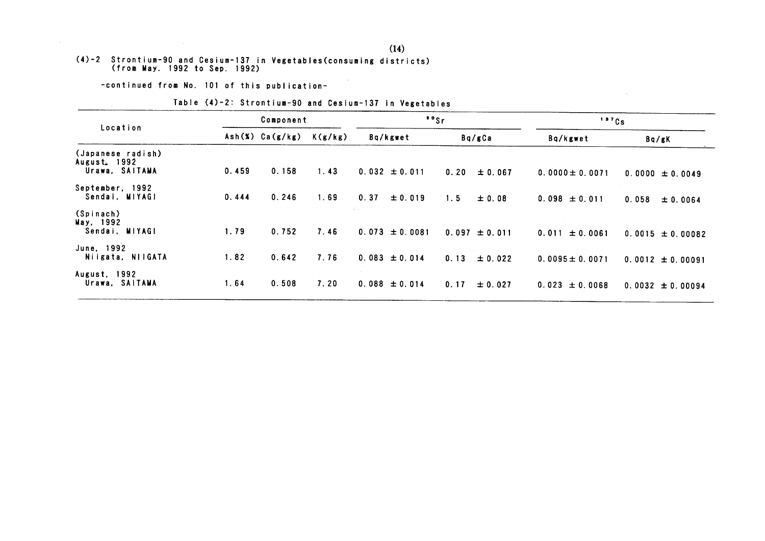(4)-2 Strontium-90 and Cesium-137 in Vegetables(consuming districts)
(from May. 1992 to Sep. 1992)

-continued from No. 101 of this publication-

Table (4)-2: Strontium-90 and Cesium-137 in Vegetables

| Location | Component | | | $^{90}Sr$ | | $^{137}Cs$ | |
|---|---|---|---|---|---|---|---|
| | Ash(%) | Ca(g/kg) | K(g/kg) | Bq/kgwet | Bq/gCa | Bq/kgwet | Bq/gK |
| (Japanese radish) | | | | | | | |
| August, 1992 Urawa, SAITAMA | 0.459 | 0.158 | 1.43 | 0.032 ± 0.011 | 0.20 ± 0.067 | 0.0000 ± 0.0071 | 0.0000 ± 0.0049 |
| September, 1992 Sendai, MIYAGI | 0.444 | 0.246 | 1.69 | 0.37 ± 0.019 | 1.5 ± 0.08 | 0.098 ± 0.011 | 0.058 ± 0.0064 |
| (Spinach) | | | | | | | |
| May, 1992 Sendai, MIYAGI | 1.79 | 0.752 | 7.46 | 0.073 ± 0.0081 | 0.097 ± 0.011 | 0.011 ± 0.0061 | 0.0015 ± 0.00082 |
| June, 1992 Niigata, NIIGATA | 1.82 | 0.642 | 7.76 | 0.083 ± 0.014 | 0.13 ± 0.022 | 0.0095 ± 0.0071 | 0.0012 ± 0.00091 |
| August, 1992 Urawa, SAITAMA | 1.64 | 0.508 | 7.20 | 0.088 ± 0.014 | 0.17 ± 0.027 | 0.023 ± 0.0068 | 0.0032 ± 0.00094 |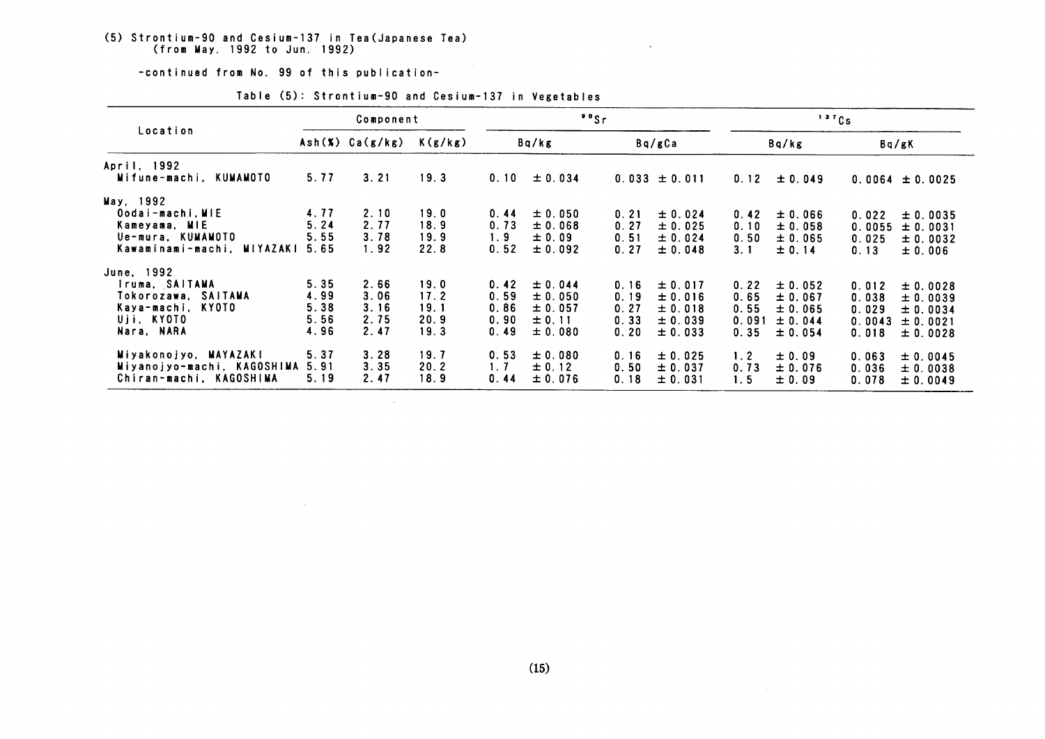(5) Strontium-90 and Cesium-137 in Tea(Japanese Tea)
(from May. 1992 to Jun. 1992)

-continued from No. 99 of this publication-

Table (5): Strontium-90 and Cesium-137 in Vegetables

| Location | Component | | | $^{90}Sr$ | | $^{137}Cs$ | |
|---|---|---|---|---|---|---|---|
| | Ash(%) | Ca(g/kg) | K(g/kg) | Bq/kg | Bq/gCa | Bq/kg | Bq/gK |
| **April, 1992** | | | | | | | |
| Mifune-machi, KUMAMOTO | 5.77 | 3.21 | 19.3 | 0.10 ± 0.034 | 0.033 ± 0.011 | 0.12 ± 0.049 | 0.0064 ± 0.0025 |
| **May, 1992** | | | | | | | |
| Oodai-machi, MIE | 4.77 | 2.10 | 19.0 | 0.44 ± 0.050 | 0.21 ± 0.024 | 0.42 ± 0.066 | 0.022 ± 0.0035 |
| Kameyama, MIE | 5.24 | 2.77 | 18.9 | 0.73 ± 0.068 | 0.27 ± 0.025 | 0.10 ± 0.058 | 0.0055 ± 0.0031 |
| Ue-mura, KUMAMOTO | 5.55 | 3.78 | 19.9 | 1.9 ± 0.09 | 0.51 ± 0.024 | 0.50 ± 0.065 | 0.025 ± 0.0032 |
| Kawaminami-machi, MIYAZAKI | 5.65 | 1.92 | 22.8 | 0.52 ± 0.092 | 0.27 ± 0.048 | 3.1 ± 0.14 | 0.13 ± 0.006 |
| **June, 1992** | | | | | | | |
| Iruma, SAITAMA | 5.35 | 2.66 | 19.0 | 0.42 ± 0.044 | 0.16 ± 0.017 | 0.22 ± 0.052 | 0.012 ± 0.0028 |
| Tokorozawa, SAITAMA | 4.99 | 3.06 | 17.2 | 0.59 ± 0.050 | 0.19 ± 0.016 | 0.65 ± 0.067 | 0.038 ± 0.0039 |
| Kaya-machi, KYOTO | 5.38 | 3.16 | 19.1 | 0.86 ± 0.057 | 0.27 ± 0.018 | 0.55 ± 0.065 | 0.029 ± 0.0034 |
| Uji, KYOTO | 5.56 | 2.75 | 20.9 | 0.90 ± 0.11 | 0.33 ± 0.039 | 0.091 ± 0.044 | 0.0043 ± 0.0021 |
| Nara, NARA | 4.96 | 2.47 | 19.3 | 0.49 ± 0.080 | 0.20 ± 0.033 | 0.35 ± 0.054 | 0.018 ± 0.0028 |
| Miyakonojyo, MAYAZAKI | 5.37 | 3.28 | 19.7 | 0.53 ± 0.080 | 0.16 ± 0.025 | 1.2 ± 0.09 | 0.063 ± 0.0045 |
| Miyanojyo-machi, KAGOSHIMA | 5.91 | 3.35 | 20.2 | 1.7 ± 0.12 | 0.50 ± 0.037 | 0.73 ± 0.076 | 0.036 ± 0.0038 |
| Chiran-machi, KAGOSHIMA | 5.19 | 2.47 | 18.9 | 0.44 ± 0.076 | 0.18 ± 0.031 | 1.5 ± 0.09 | 0.078 ± 0.0049 |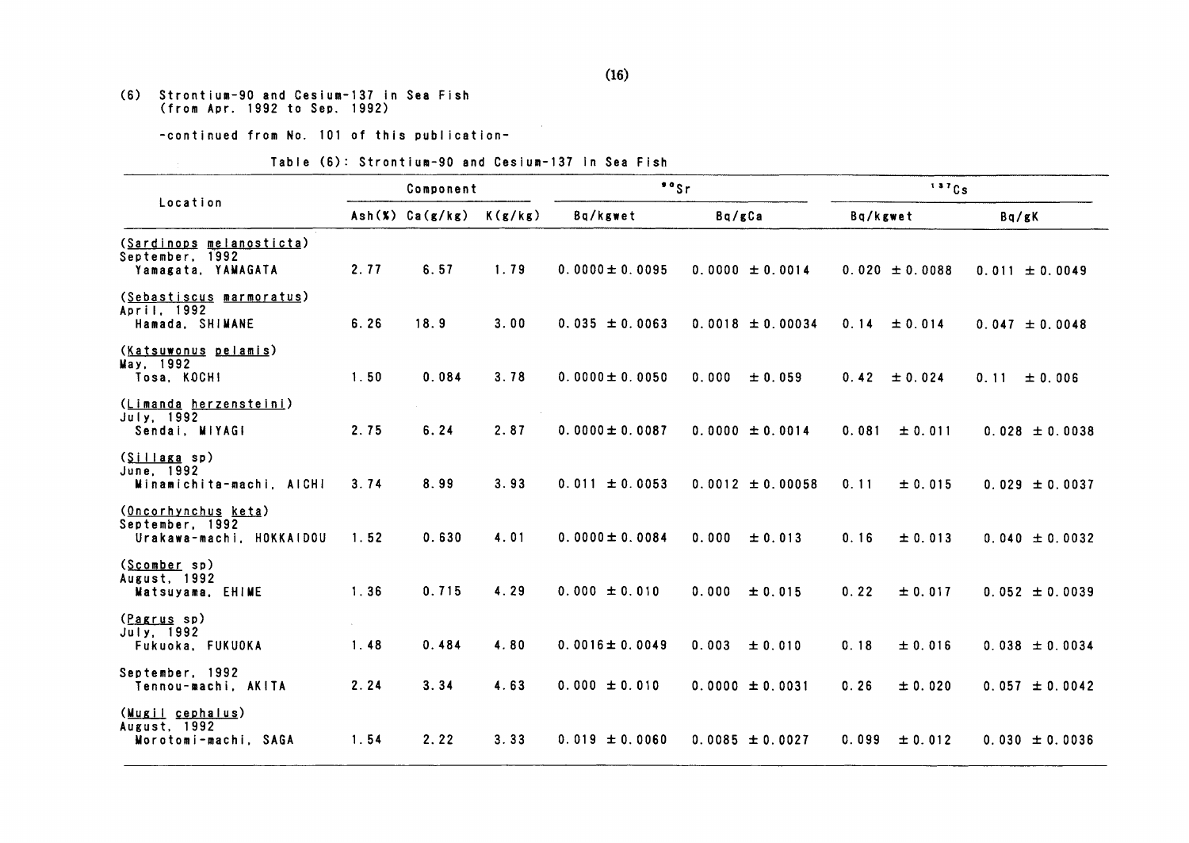(6) Strontium-90 and Cesium-137 in Sea Fish
(from Apr. 1992 to Sep. 1992)

-continued from No. 101 of this publication-

Table (6): Strontium-90 and Cesium-137 in Sea Fish

| Location | Component | | | $^{90}Sr$ | | $^{137}Cs$ | |
|---|---|---|---|---|---|---|---|
| | Ash(%) | Ca(g/kg) | K(g/kg) | Bq/kgwet | Bq/gCa | Bq/kgwet | Bq/gK |
| (Sardinops melanosticta) September, 1992 Yamagata, YAMAGATA | 2.77 | 6.57 | 1.79 | 0.0000 ± 0.0095 | 0.0000 ± 0.0014 | 0.020 ± 0.0088 | 0.011 ± 0.0049 |
| (Sebastiscus marmoratus) April, 1992 Hamada, SHIMANE | 6.26 | 18.9 | 3.00 | 0.035 ± 0.0063 | 0.0018 ± 0.00034 | 0.14 ± 0.014 | 0.047 ± 0.0048 |
| (Katsuwonus pelamis) May, 1992 Tosa, KOCHI | 1.50 | 0.084 | 3.78 | 0.0000 ± 0.0050 | 0.000 ± 0.059 | 0.42 ± 0.024 | 0.11 ± 0.006 |
| (Limanda herzensteini) July, 1992 Sendai, MIYAGI | 2.75 | 6.24 | 2.87 | 0.0000 ± 0.0087 | 0.0000 ± 0.0014 | 0.081 ± 0.011 | 0.028 ± 0.0038 |
| (Sillaga sp) June, 1992 Minamichita-machi, AICHI | 3.74 | 8.99 | 3.93 | 0.011 ± 0.0053 | 0.0012 ± 0.00058 | 0.11 ± 0.015 | 0.029 ± 0.0037 |
| (Oncorhynchus keta) September, 1992 Urakawa-machi, HOKKAIDOU | 1.52 | 0.630 | 4.01 | 0.0000 ± 0.0084 | 0.000 ± 0.013 | 0.16 ± 0.013 | 0.040 ± 0.0032 |
| (Scomber sp) August, 1992 Matsuyama, EHIME | 1.36 | 0.715 | 4.29 | 0.000 ± 0.010 | 0.000 ± 0.015 | 0.22 ± 0.017 | 0.052 ± 0.0039 |
| (Pagrus sp) July, 1992 Fukuoka, FUKUOKA | 1.48 | 0.484 | 4.80 | 0.0016 ± 0.0049 | 0.003 ± 0.010 | 0.18 ± 0.016 | 0.038 ± 0.0034 |
| September, 1992 Tennou-machi, AKITA | 2.24 | 3.34 | 4.63 | 0.000 ± 0.010 | 0.0000 ± 0.0031 | 0.26 ± 0.020 | 0.057 ± 0.0042 |
| (Mugil cephalus) August, 1992 Morotomi-machi, SAGA | 1.54 | 2.22 | 3.33 | 0.019 ± 0.0060 | 0.0085 ± 0.0027 | 0.099 ± 0.012 | 0.030 ± 0.0036 |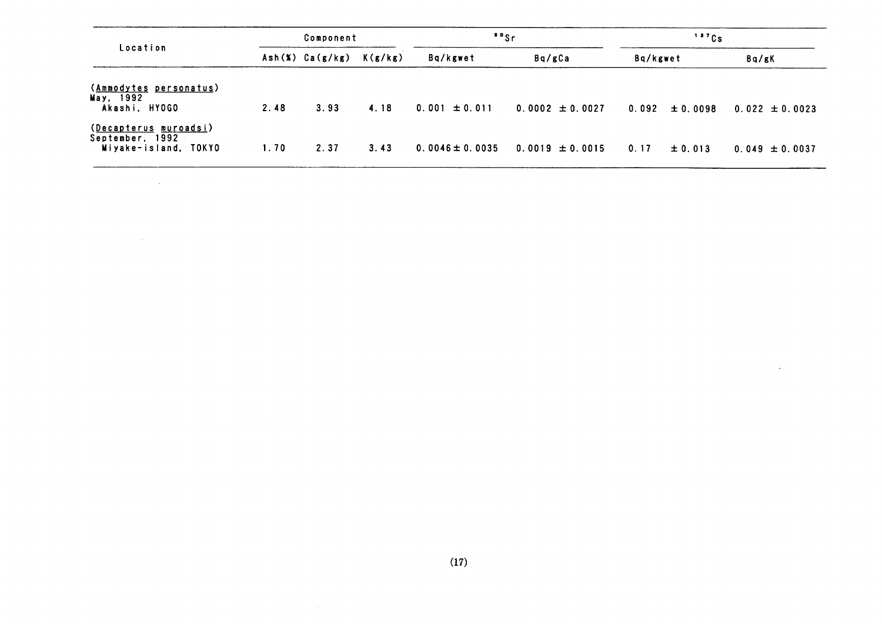| Location | Component | | | $^{90}Sr$ | | $^{137}Cs$ | |
|---|---|---|---|---|---|---|---|
| | Ash(%) | Ca(g/kg) | K(g/kg) | Bq/kgwet | Bq/gCa | Bq/kgwet | Bq/gK |
| (*Ammodytes personatus*) | | | | | | | |
| May, 1992 | | | | | | | |
| Akashi, HYOGO | 2.48 | 3.93 | 4.18 | 0.001 ± 0.011 | 0.0002 ± 0.0027 | 0.092 ± 0.0098 | 0.022 ± 0.0023 |
| (*Decapterus muroadsi*) | | | | | | | |
| September, 1992 | | | | | | | |
| Miyake-island, TOKYO | 1.70 | 2.37 | 3.43 | 0.0046 ± 0.0035 | 0.0019 ± 0.0015 | 0.17 ± 0.013 | 0.049 ± 0.0037 |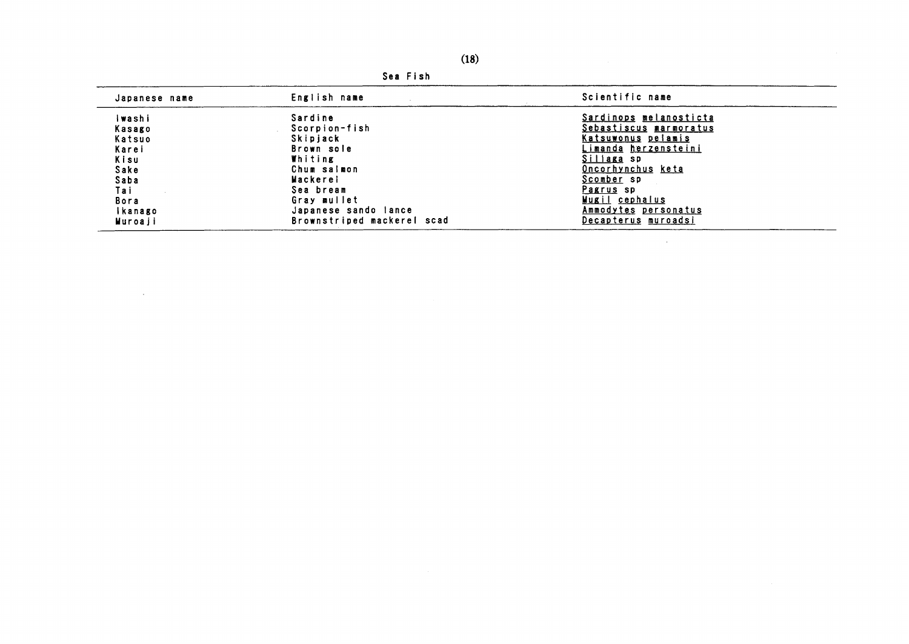Sea Fish

| Japanese name | English name | Scientific name |
|---|---|---|
| Iwashi | Sardine | Sardinops melanosticta |
| Kasago | Scorpion-fish | Sebastiscus marmoratus |
| Katsuo | Skipjack | Katsuwonus pelamis |
| Karei | Brown sole | Limanda herzensteini |
| Kisu | Whiting | Sillaga sp |
| Sake | Chum salmon | Oncorhynchus keta |
| Saba | Mackerel | Scomber sp |
| Tai | Sea bream | Pagrus sp |
| Bora | Gray mullet | Mugil cephalus |
| Ikanago | Japanese sando lance | Ammodytes personatus |
| Muroaji | Brownstriped mackerel scad | Decapterus muroadsi |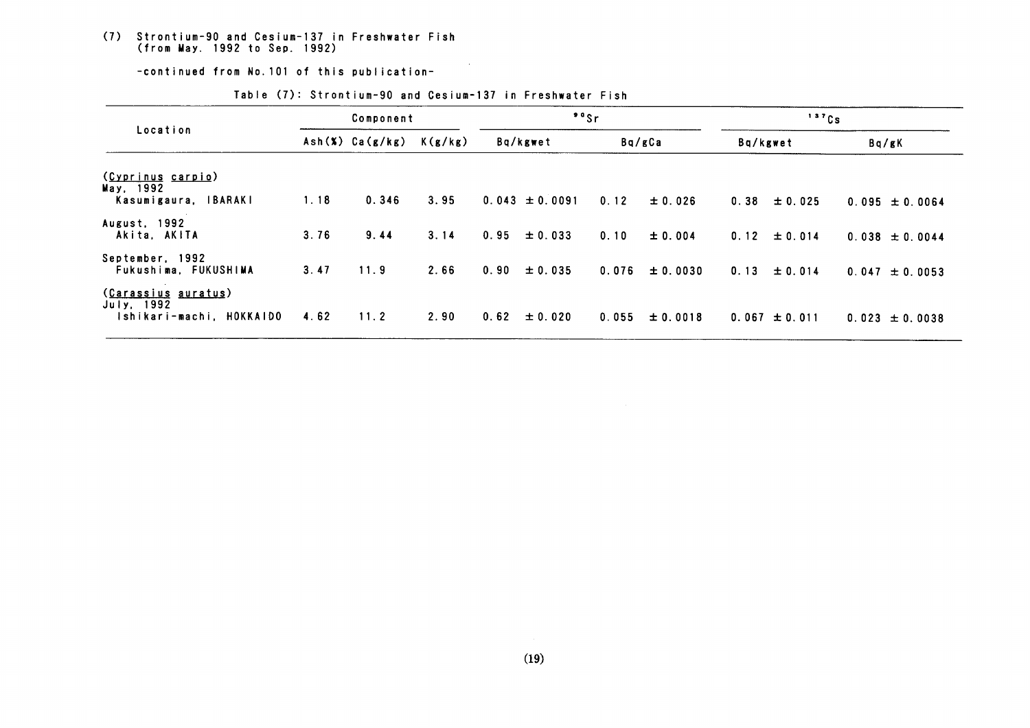(7) Strontium-90 and Cesium-137 in Freshwater Fish
(from May. 1992 to Sep. 1992)

-continued from No.101 of this publication-

Table (7): Strontium-90 and Cesium-137 in Freshwater Fish

| Location | Component | | | $^{90}Sr$ | | $^{137}Cs$ | |
|---|---|---|---|---|---|---|---|
| | Ash(%) | Ca(g/kg) | K(g/kg) | Bq/kgwet | Bq/gCa | Bq/kgwet | Bq/gK |
| (*Cyprinus carpio*) | | | | | | | |
| May, 1992 | | | | | | | |
| Kasumigaura, IBARAKI | 1.18 | 0.346 | 3.95 | 0.043 ±0.0091 | 0.12 ±0.026 | 0.38 ±0.025 | 0.095 ±0.0064 |
| August, 1992 | | | | | | | |
| Akita, AKITA | 3.76 | 9.44 | 3.14 | 0.95 ±0.033 | 0.10 ±0.004 | 0.12 ±0.014 | 0.038 ±0.0044 |
| September, 1992 | | | | | | | |
| Fukushima, FUKUSHIMA | 3.47 | 11.9 | 2.66 | 0.90 ±0.035 | 0.076 ±0.0030 | 0.13 ±0.014 | 0.047 ±0.0053 |
| (*Carassius auratus*) | | | | | | | |
| July, 1992 | | | | | | | |
| Ishikari-machi, HOKKAIDO | 4.62 | 11.2 | 2.90 | 0.62 ±0.020 | 0.055 ±0.0018 | 0.067 ±0.011 | 0.023 ±0.0038 |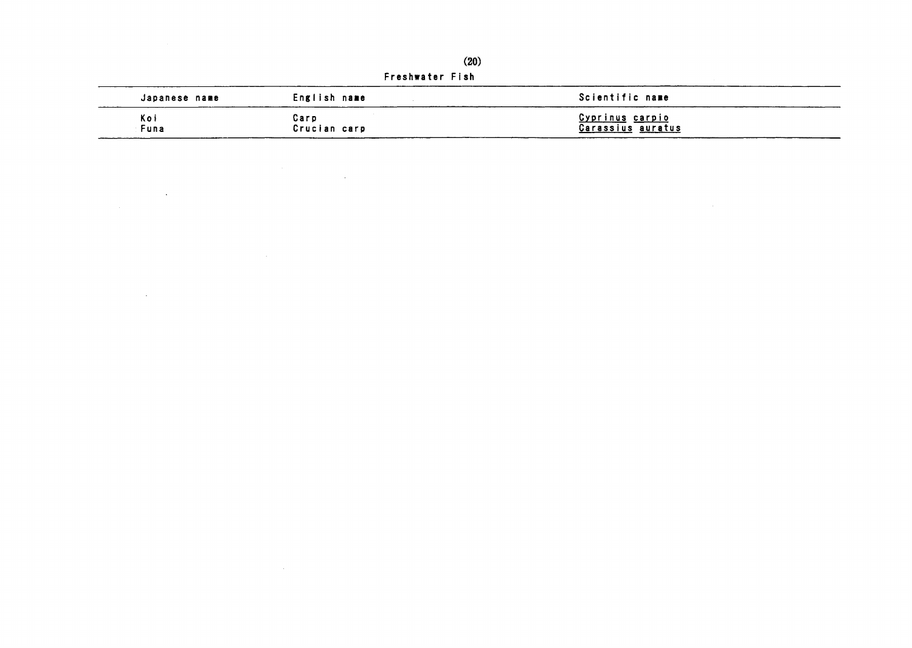(20)

Freshwater Fish

| Japanese name | English name | Scientific name |
| --- | --- | --- |
| Koi | Carp | *Cyprinus carpio* |
| Funa | Crucian carp | *Carassius auratus* |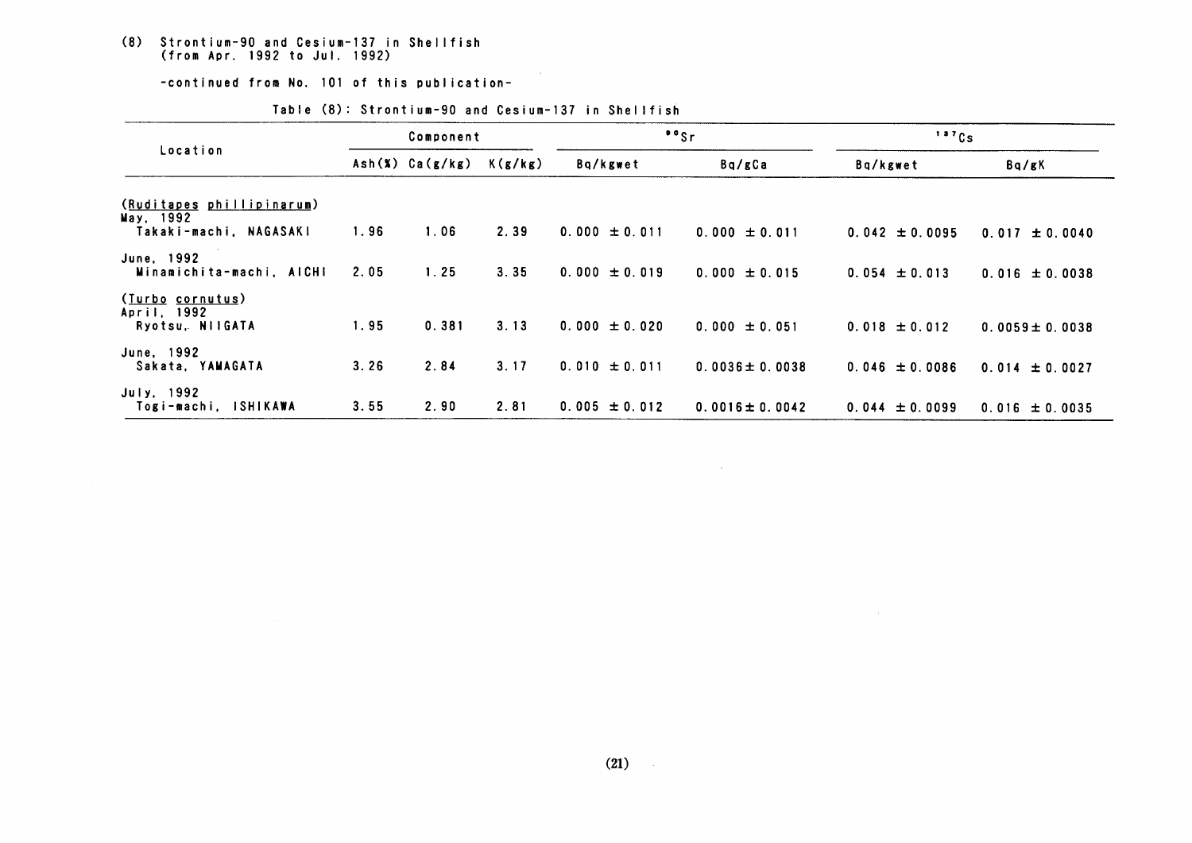(8) Strontium-90 and Cesium-137 in Shellfish
(from Apr. 1992 to Jul. 1992)

-continued from No. 101 of this publication-

Table (8): Strontium-90 and Cesium-137 in Shellfish

| Location | Component | | | $^{90}Sr$ | | $^{137}Cs$ | |
|---|---|---|---|---|---|---|---|
| | Ash(%) | Ca(g/kg) | K(g/kg) | Bq/kgwet | Bq/gCa | Bq/kgwet | Bq/gK |
| (<u>Ruditapes phillipinarum</u>) | | | | | | | |
| May, 1992<br>Takaki-machi, NAGASAKI | 1.96 | 1.06 | 2.39 | 0.000 ±0.011 | 0.000 ±0.011 | 0.042 ±0.0095 | 0.017 ±0.0040 |
| June, 1992<br>Minamichita-machi, AICHI | 2.05 | 1.25 | 3.35 | 0.000 ±0.019 | 0.000 ±0.015 | 0.054 ±0.013 | 0.016 ±0.0038 |
| (<u>Turbo cornutus</u>) | | | | | | | |
| April, 1992<br>Ryotsu, NIIGATA | 1.95 | 0.381 | 3.13 | 0.000 ±0.020 | 0.000 ±0.051 | 0.018 ±0.012 | 0.0059±0.0038 |
| June, 1992<br>Sakata, YAMAGATA | 3.26 | 2.84 | 3.17 | 0.010 ±0.011 | 0.0036±0.0038 | 0.046 ±0.0086 | 0.014 ±0.0027 |
| July, 1992<br>Togi-machi, ISHIKAWA | 3.55 | 2.90 | 2.81 | 0.005 ±0.012 | 0.0016±0.0042 | 0.044 ±0.0099 | 0.016 ±0.0035 |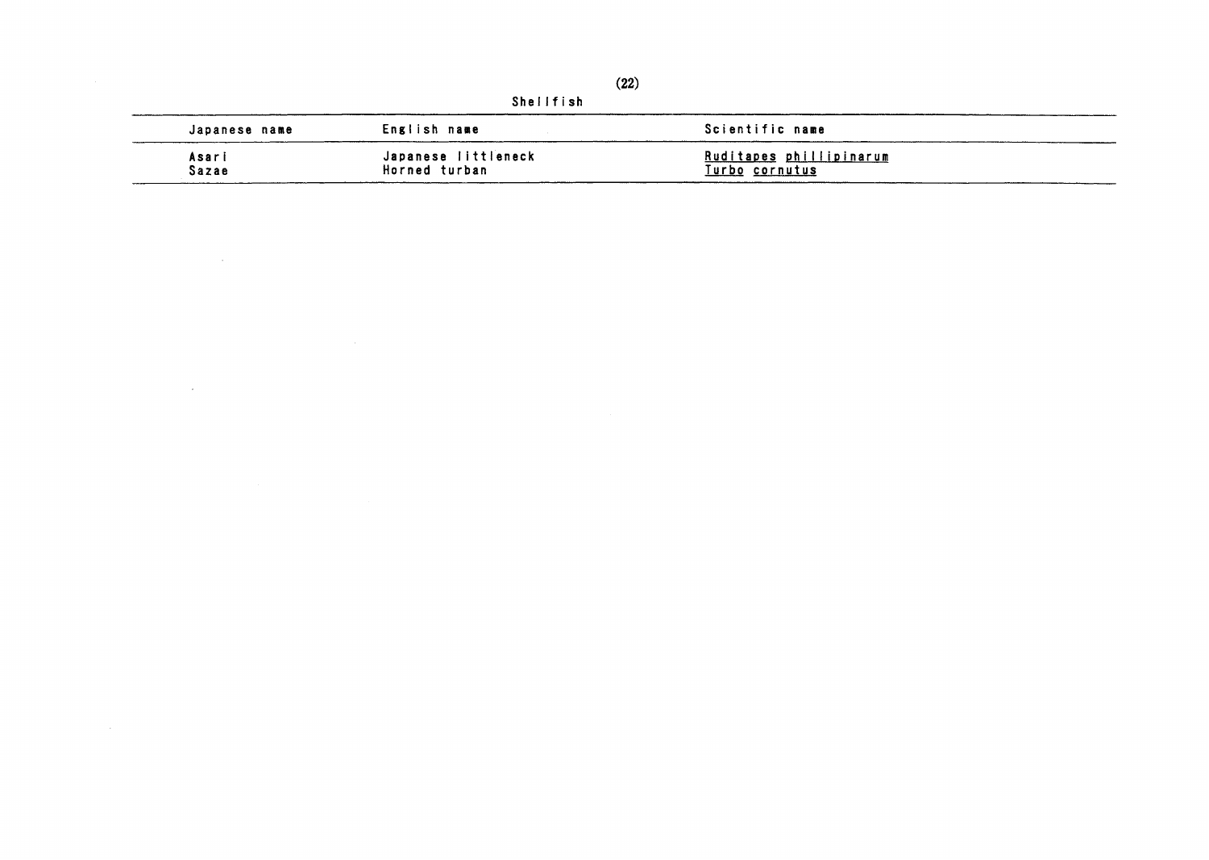Shellfish

| Japanese name | English name | Scientific name |
| --- | --- | --- |
| Asari | Japanese littleneck | *Ruditapes phillipinarum* |
| Sazae | Horned turban | *Turbo cornutus* |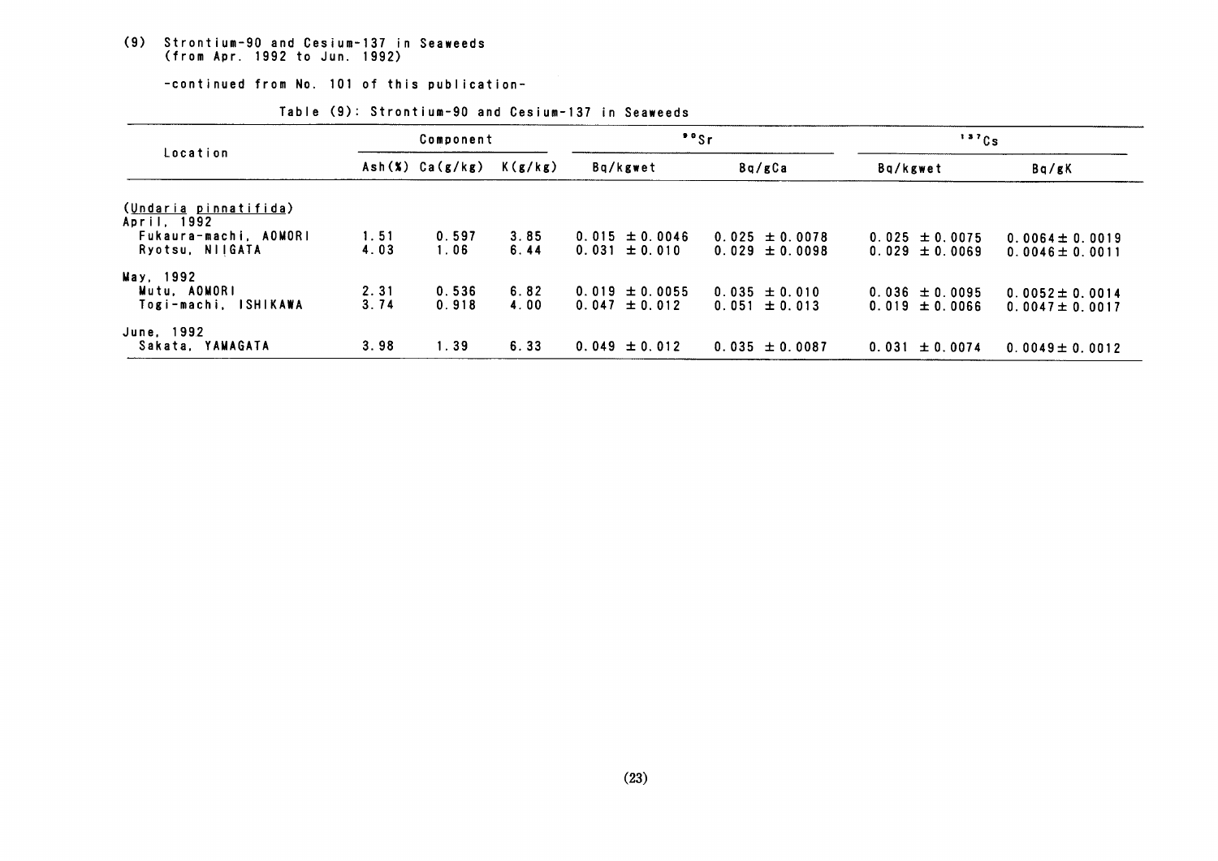## (9) Strontium-90 and Cesium-137 in Seaweeds (from Apr. 1992 to Jun. 1992)

-continued from No. 101 of this publication-

Table (9): Strontium-90 and Cesium-137 in Seaweeds

| Location | Component | | | $^{90}Sr$ | | $^{137}Cs$ | |
|---|---|---|---|---|---|---|---|
| | Ash(%) | Ca(g/kg) | K(g/kg) | Bq/kgwet | Bq/gCa | Bq/kgwet | Bq/gK |
| (*Undaria pinnatifida*) | | | | | | | |
| April, 1992 | | | | | | | |
| Fukaura-machi, AOMORI | 1.51 | 0.597 | 3.85 | 0.015 ± 0.0046 | 0.025 ± 0.0078 | 0.025 ± 0.0075 | 0.0064 ± 0.0019 |
| Ryotsu, NIIGATA | 4.03 | 1.06 | 6.44 | 0.031 ± 0.010 | 0.029 ± 0.0098 | 0.029 ± 0.0069 | 0.0046 ± 0.0011 |
| May, 1992 | | | | | | | |
| Mutu, AOMORI | 2.31 | 0.536 | 6.82 | 0.019 ± 0.0055 | 0.035 ± 0.010 | 0.036 ± 0.0095 | 0.0052 ± 0.0014 |
| Togi-machi, ISHIKAWA | 3.74 | 0.918 | 4.00 | 0.047 ± 0.012 | 0.051 ± 0.013 | 0.019 ± 0.0066 | 0.0047 ± 0.0017 |
| June, 1992 | | | | | | | |
| Sakata, YAMAGATA | 3.98 | 1.39 | 6.33 | 0.049 ± 0.012 | 0.035 ± 0.0087 | 0.031 ± 0.0074 | 0.0049 ± 0.0012 |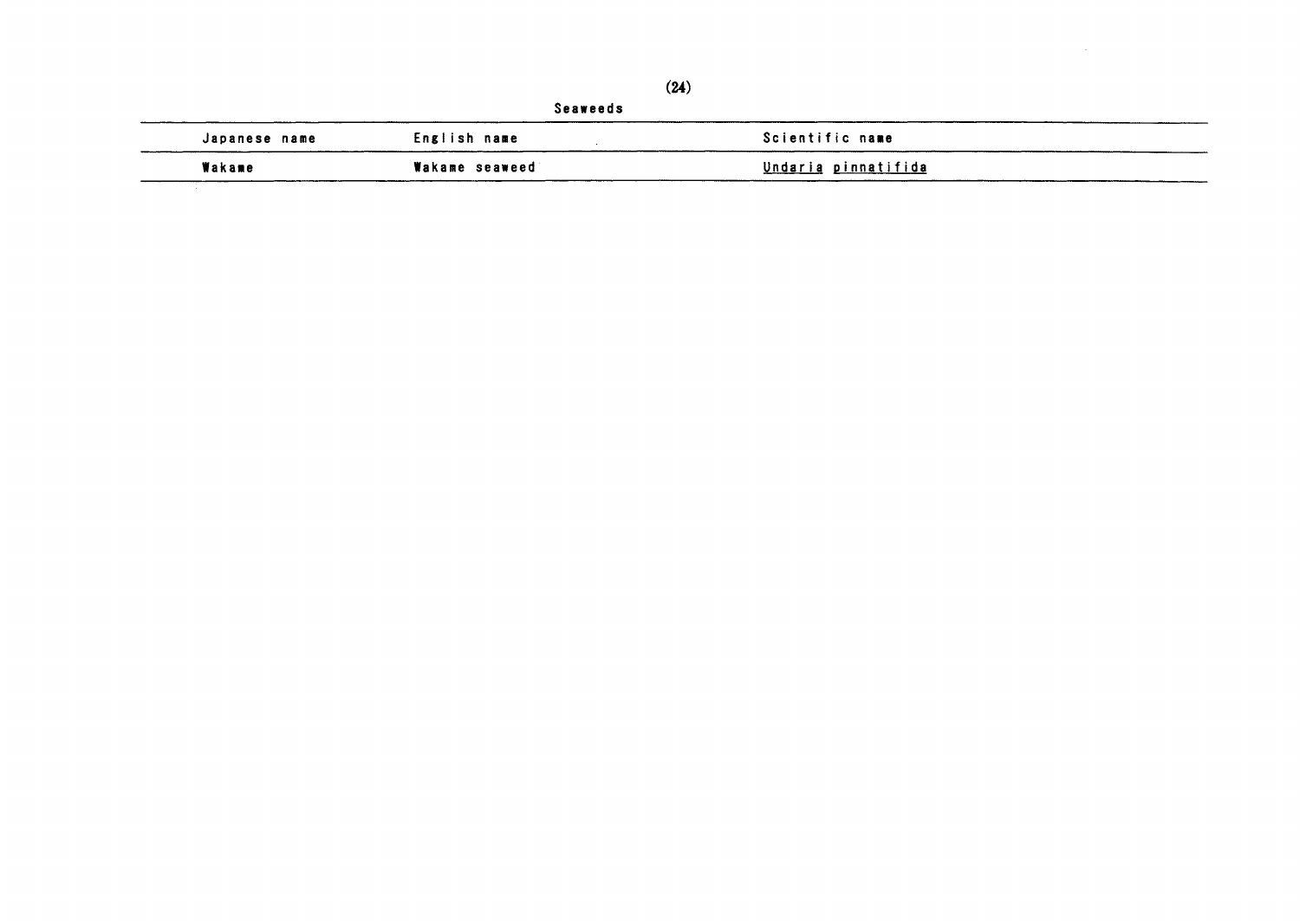Seaweeds

| Japanese name | English name | Scientific name |
| --- | --- | --- |
| Wakame | Wakame seaweed | *Undaria pinnatifida* |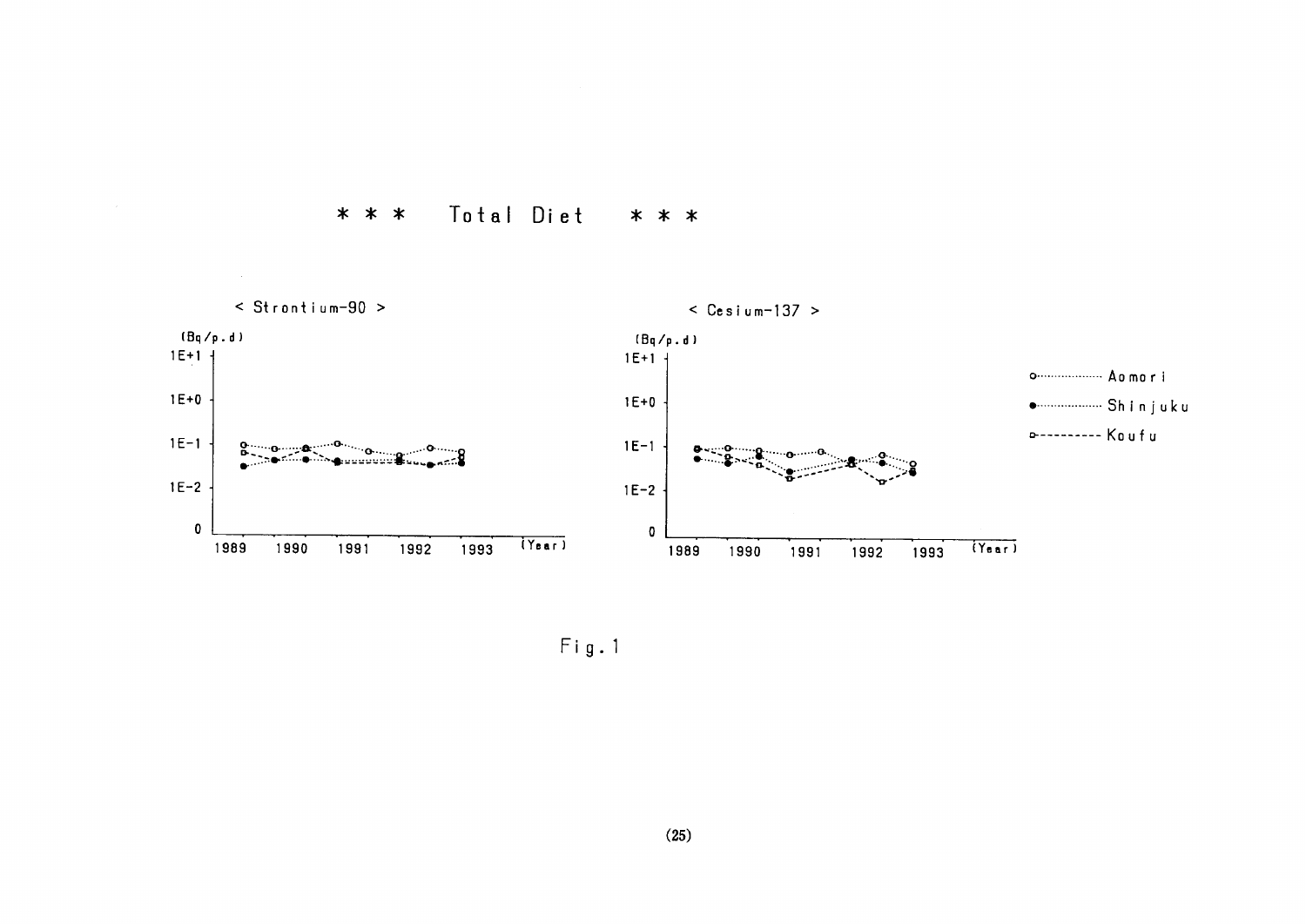# * * * Total Diet * * *

< Strontium-90 >

(Bq/p.d)

1E+1
1E+0
1E-1
1E-2
0

1989 1990 1991 1992 1993 (Year)

< Cesium-137 >

(Bq/p.d)

1E+1
1E+0
1E-1
1E-2
0

1989 1990 1991 1992 1993 (Year)

○ ········ Aomori

● ········ Shinjuku

□ - - - - Koufu

Fig.1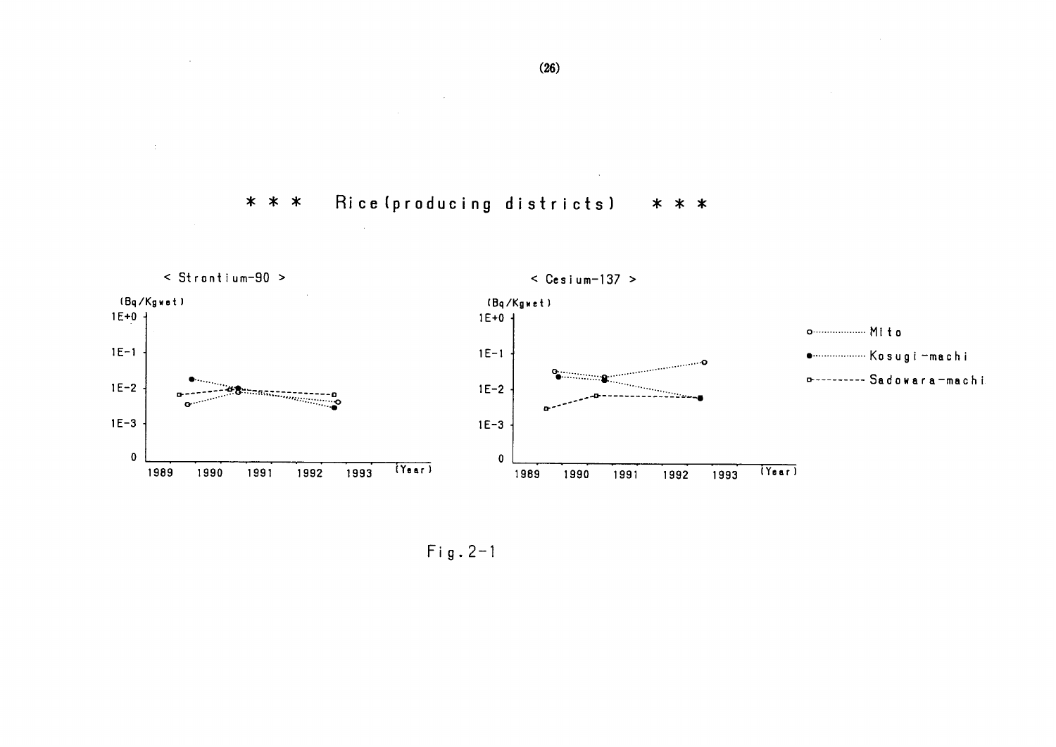# * * * Rice (producing districts) * * *

< Strontium-90 >

(Bq/Kgwet)

1E+0

1E-1

1E-2

1E-3

0

1989 1990 1991 1992 1993 (Year)

< Cesium-137 >

(Bq/Kgwet)

1E+0

1E-1

1E-2

1E-3

0

1989 1990 1991 1992 1993 (Year)

○ Mito

● Kosugi-machi

□ Sadowara-machi

Fig. 2-1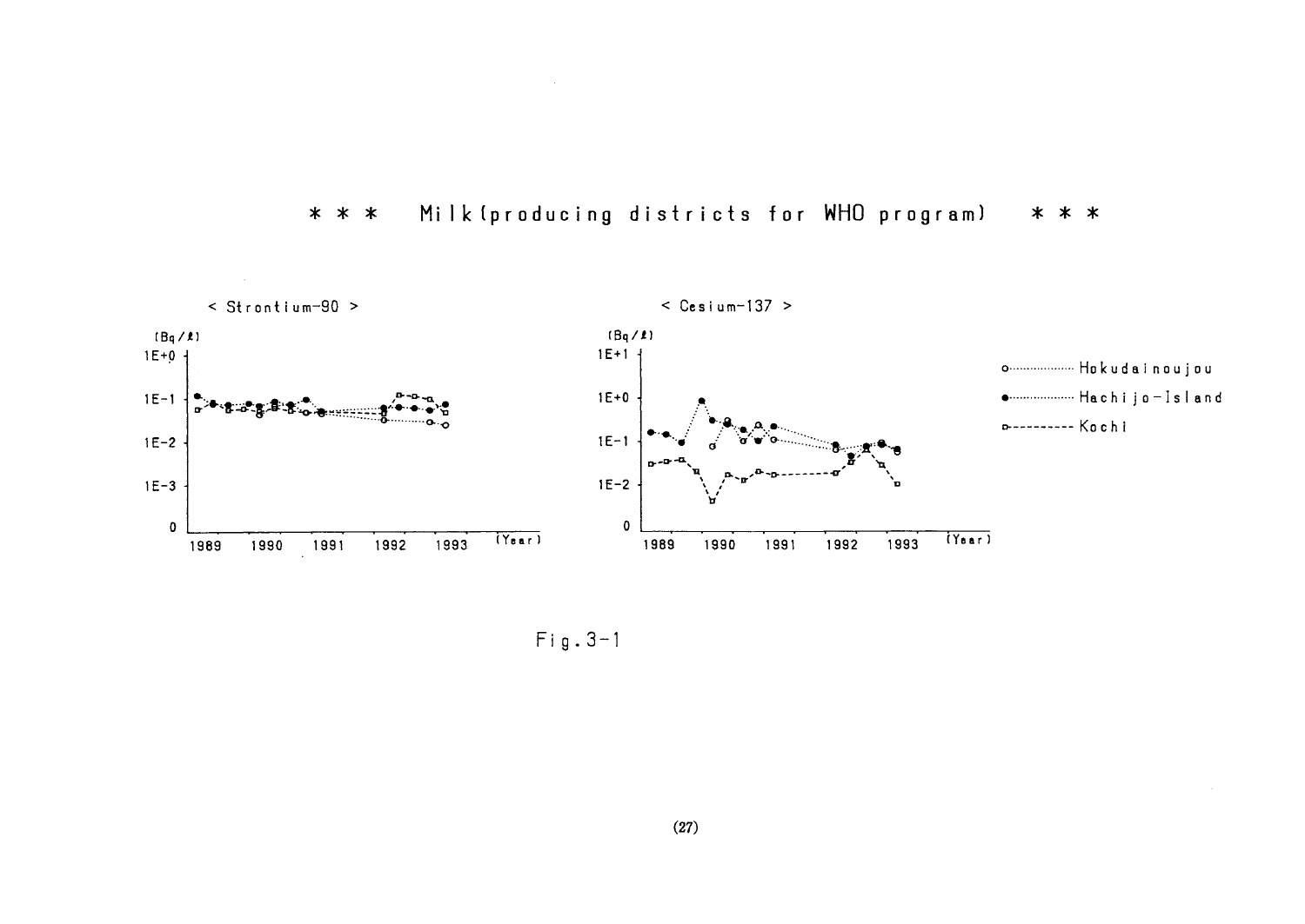## \* \* \* Milk(producing districts for WHO program) \* \* \*

< Strontium-90 >

(Bq/ℓ)

1E+0, 1E-1, 1E-2, 1E-3, 0

1989 1990 1991 1992 1993 (Year)

< Cesium-137 >

(Bq/ℓ)

1E+1, 1E+0, 1E-1, 1E-2, 0

1989 1990 1991 1992 1993 (Year)

○ Hokudainoujou

● Hachijo-Island

□ Kochi

Fig.3-1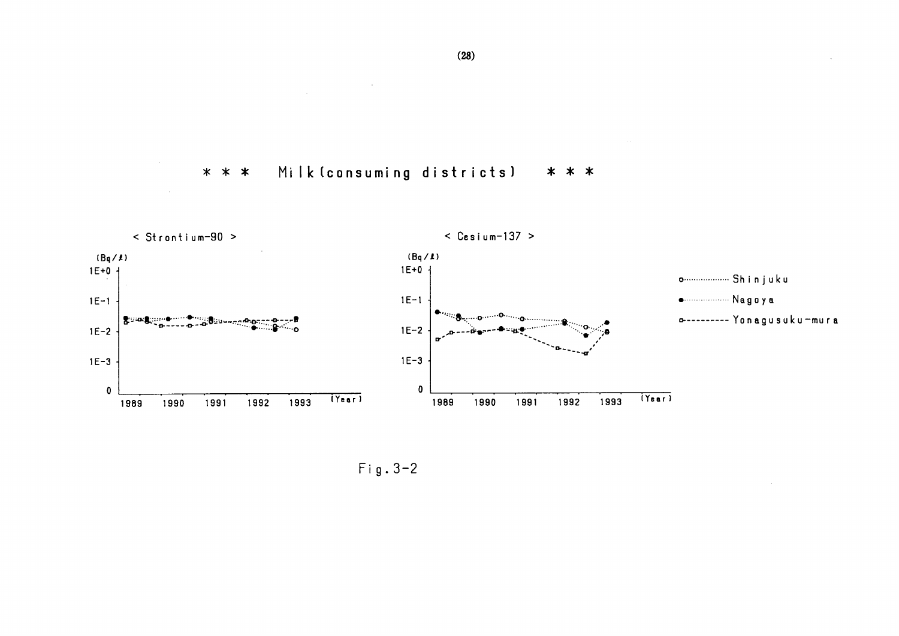# * * * Milk(consuming districts) * * *

< Strontium-90 >

(Bq/ℓ)

1E+0

1E-1

1E-2

1E-3

0

1989 1990 1991 1992 1993 (Year)

< Cesium-137 >

(Bq/ℓ)

1E+0

1E-1

1E-2

1E-3

0

1989 1990 1991 1992 1993 (Year)

- Shinjuku
- Nagoya
- Yonagusuku-mura

Fig.3-2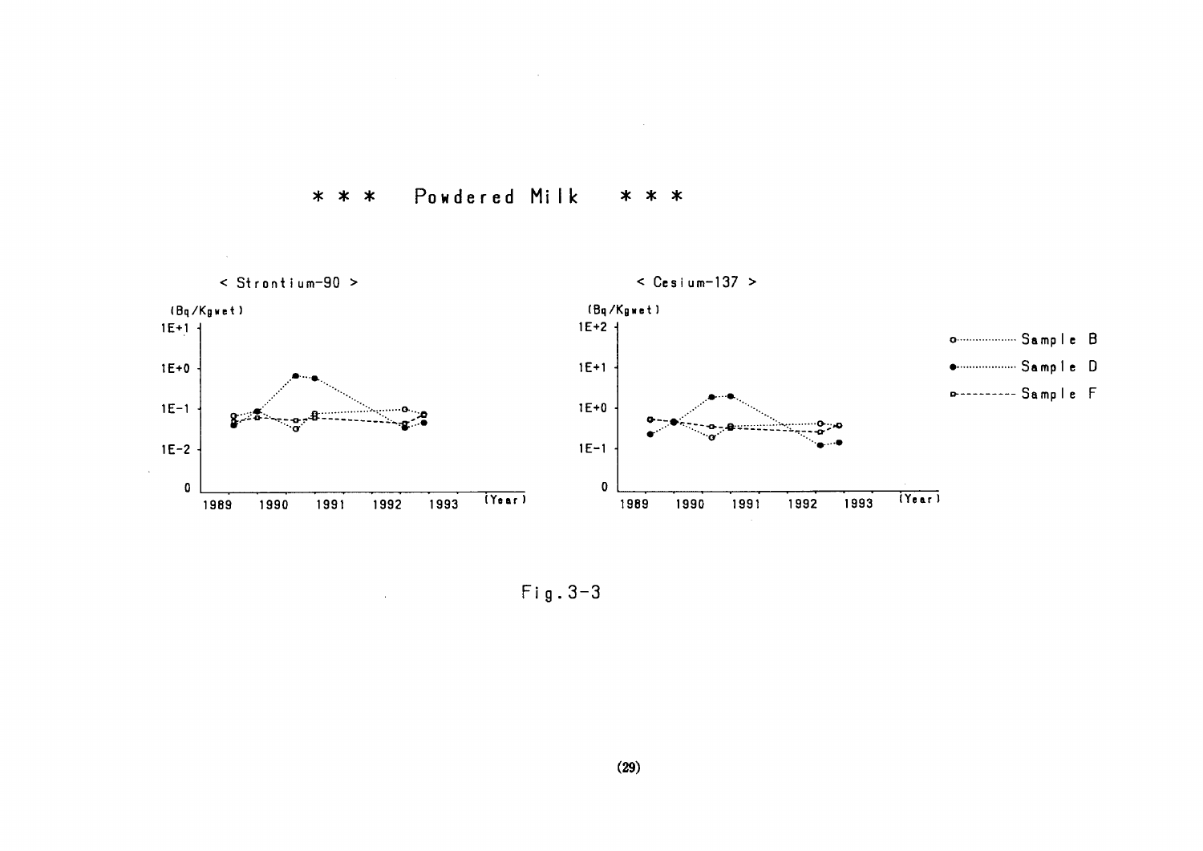# * * * Powdered Milk * * *

< Strontium-90 >

(Bq/Kgwet)

< Cesium-137 >

(Bq/Kgwet)

Sample B

Sample D

Sample F

Fig.3-3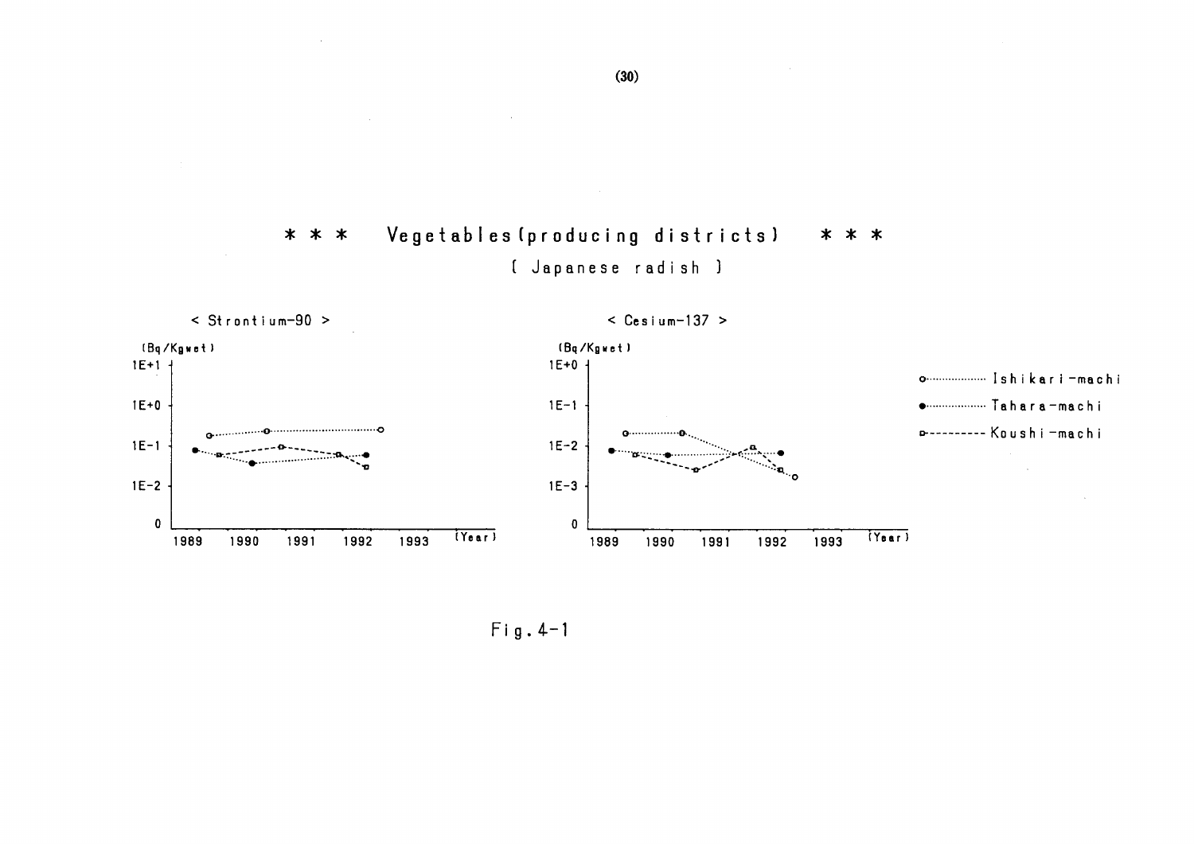# *** Vegetables(producing districts) ***

( Japanese radish )

< Strontium-90 >

(Bq/Kgwet)

1E+1

1E+0

1E-1

1E-2

0

1989 1990 1991 1992 1993 (Year)

< Cesium-137 >

(Bq/Kgwet)

1E+0

1E-1

1E-2

1E-3

0

1989 1990 1991 1992 1993 (Year)

○········ Ishikari-machi

●········ Tahara-machi

□-------- Koushi-machi

Fig.4-1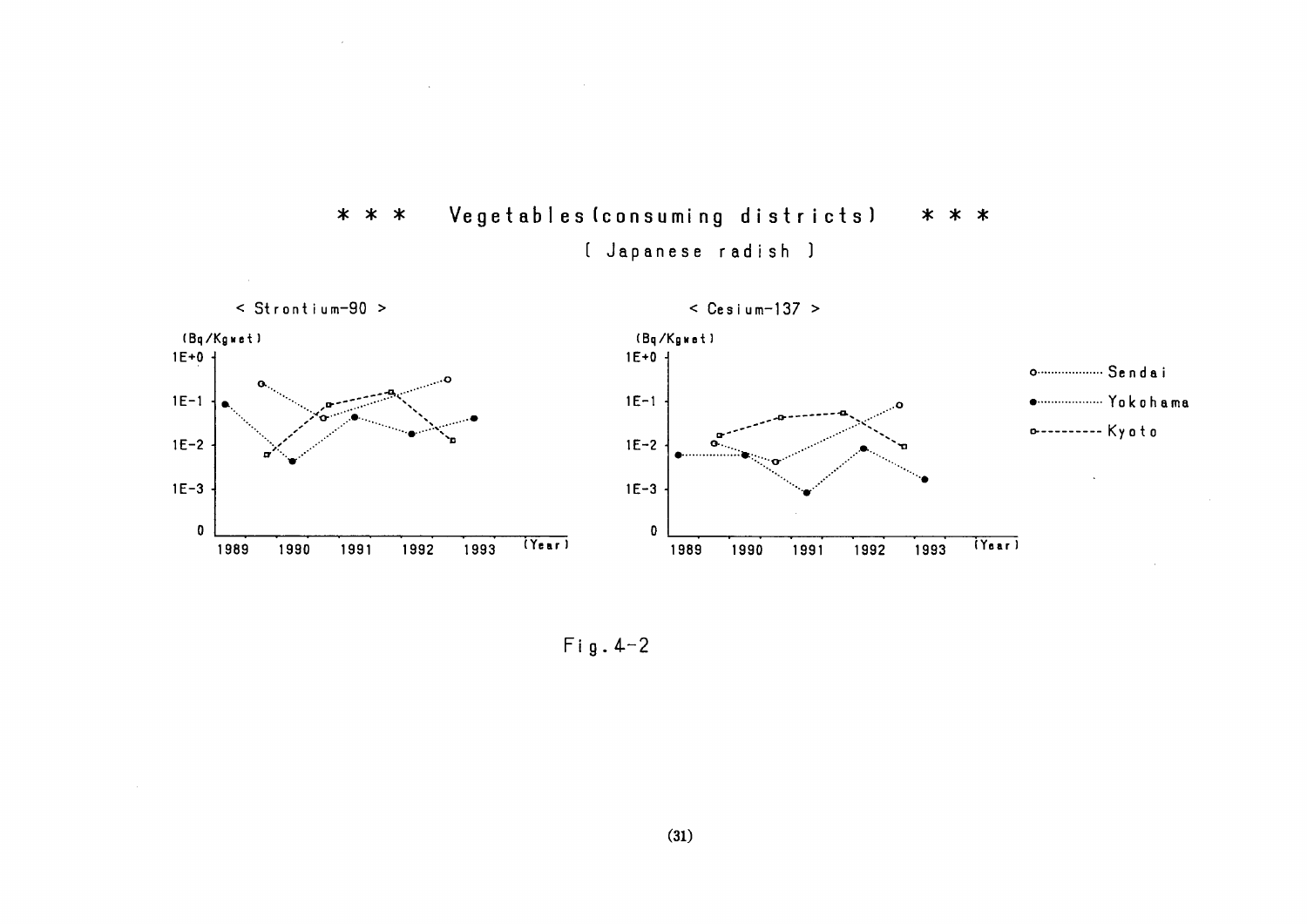# * * * Vegetables (consuming districts) * * *

[ Japanese radish ]

< Strontium-90 >

< Cesium-137 >

Fig. 4-2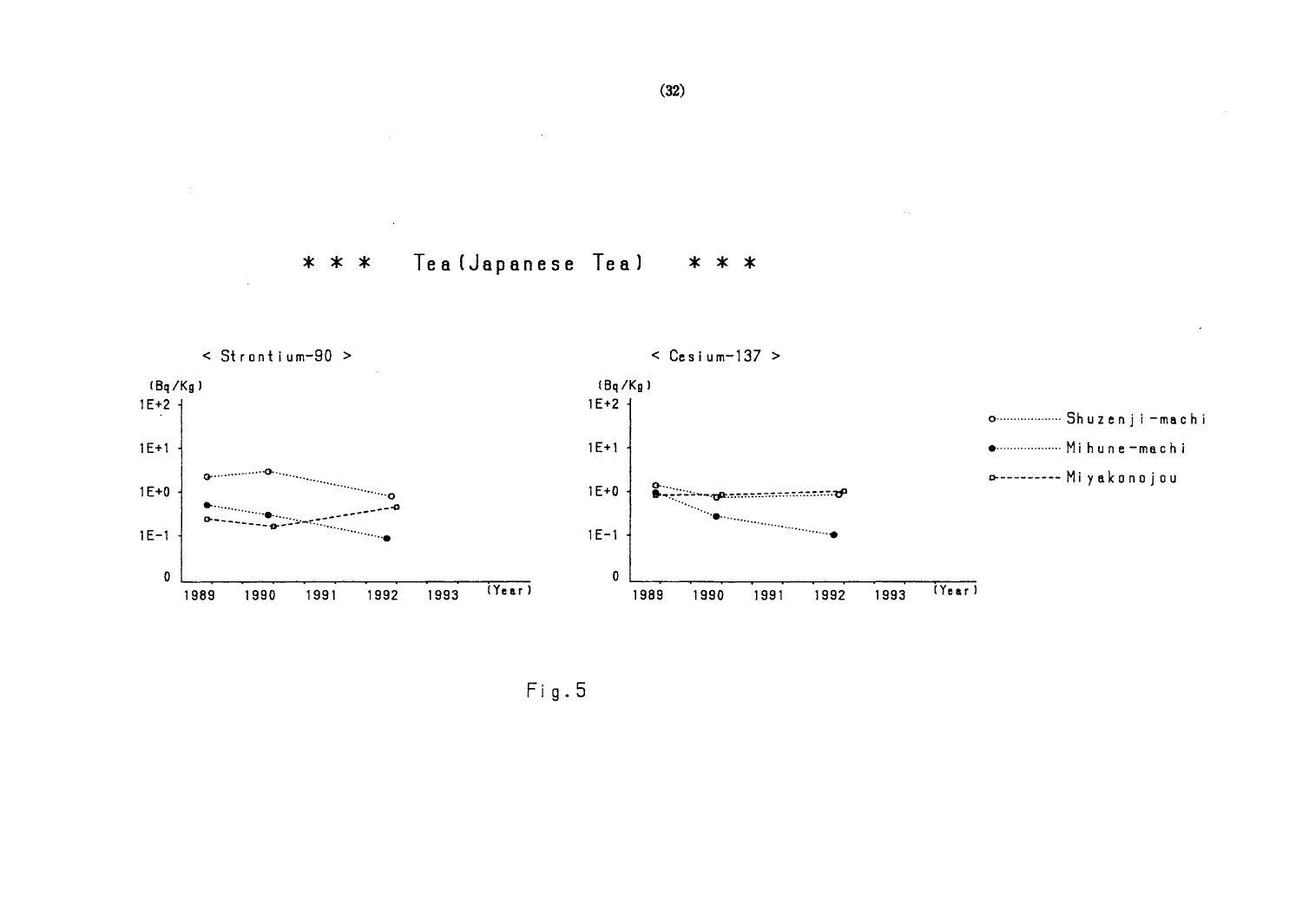# * * * Tea (Japanese Tea) * * *

< Strontium-90 >

(Bq/Kg)

1E+2

1E+1

1E+0

1E-1

0

1989 1990 1991 1992 1993 (Year)

< Cesium-137 >

(Bq/Kg)

1E+2

1E+1

1E+0

1E-1

0

1989 1990 1991 1992 1993 (Year)

○ Shuzenji-machi

● Mihune-machi

□ Miyakonojou

Fig.5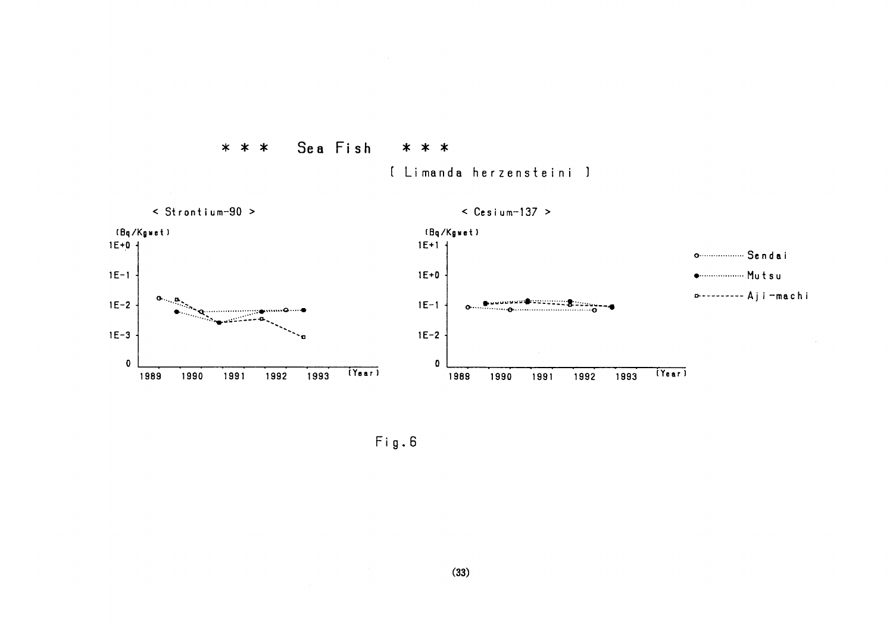# * * * Sea Fish * * *

[ Limanda herzensteini ]

< Strontium-90 >

(Bq/Kgwet)

1E+0
1E-1
1E-2
1E-3
0

1989 1990 1991 1992 1993 (Year)

< Cesium-137 >

(Bq/Kgwet)

1E+1
1E+0
1E-1
1E-2
0

1989 1990 1991 1992 1993 (Year)

Sendai

Mutsu

Aji-machi

Fig.6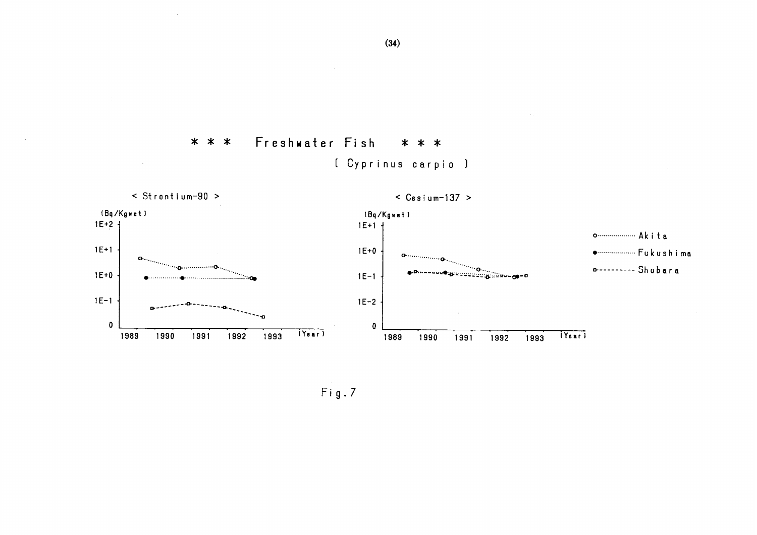# * * * Freshwater Fish * * *

[ Cyprinus carpio ]

< Strontium-90 >

(Bq/Kgwet)

1E+2

1E+1

1E+0

1E-1

0

1989 1990 1991 1992 1993 (Year)

< Cesium-137 >

(Bq/Kgwet)

1E+1

1E+0

1E-1

1E-2

0

1989 1990 1991 1992 1993 (Year)

Akita

Fukushima

Shobara

Fig.7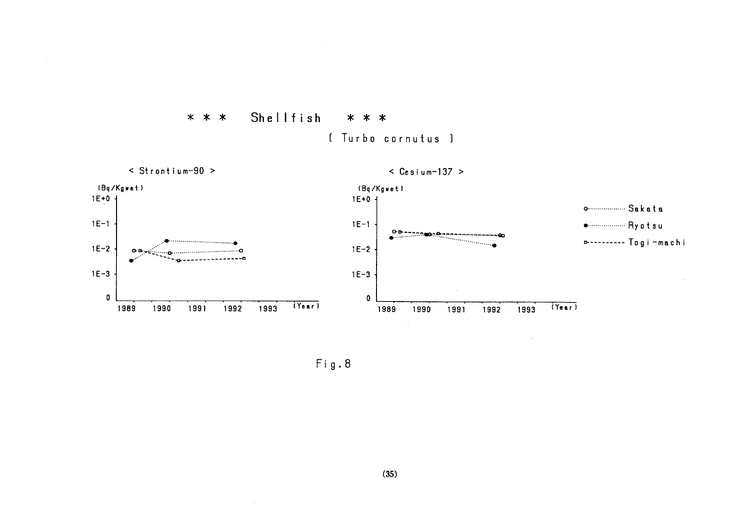# * * * Shellfish * * *

( Turbo cornutus )

< Strontium-90 >

< Cesium-137 >

Fig.8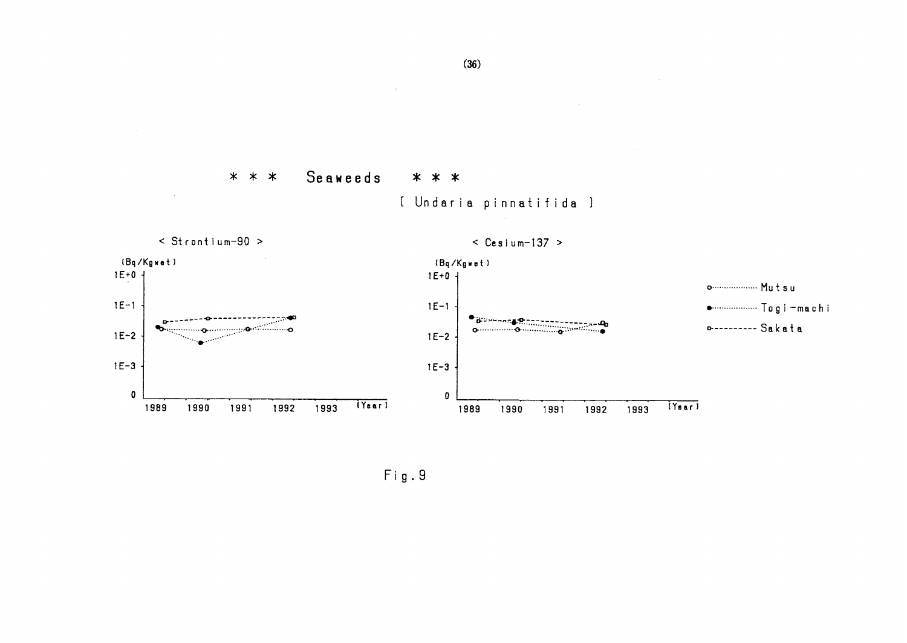# * * * Seaweeds * * *

[ Undaria pinnatifida ]

< Strontium-90 >

(Bq/Kgwet)

1E+0

1E-1

1E-2

1E-3

0

1989 1990 1991 1992 1993 (Year)

< Cesium-137 >

(Bq/Kgwet)

1E+0

1E-1

1E-2

1E-3

0

1989 1990 1991 1992 1993 (Year)

Mutsu

Togi-machi

Sakata

Fig.9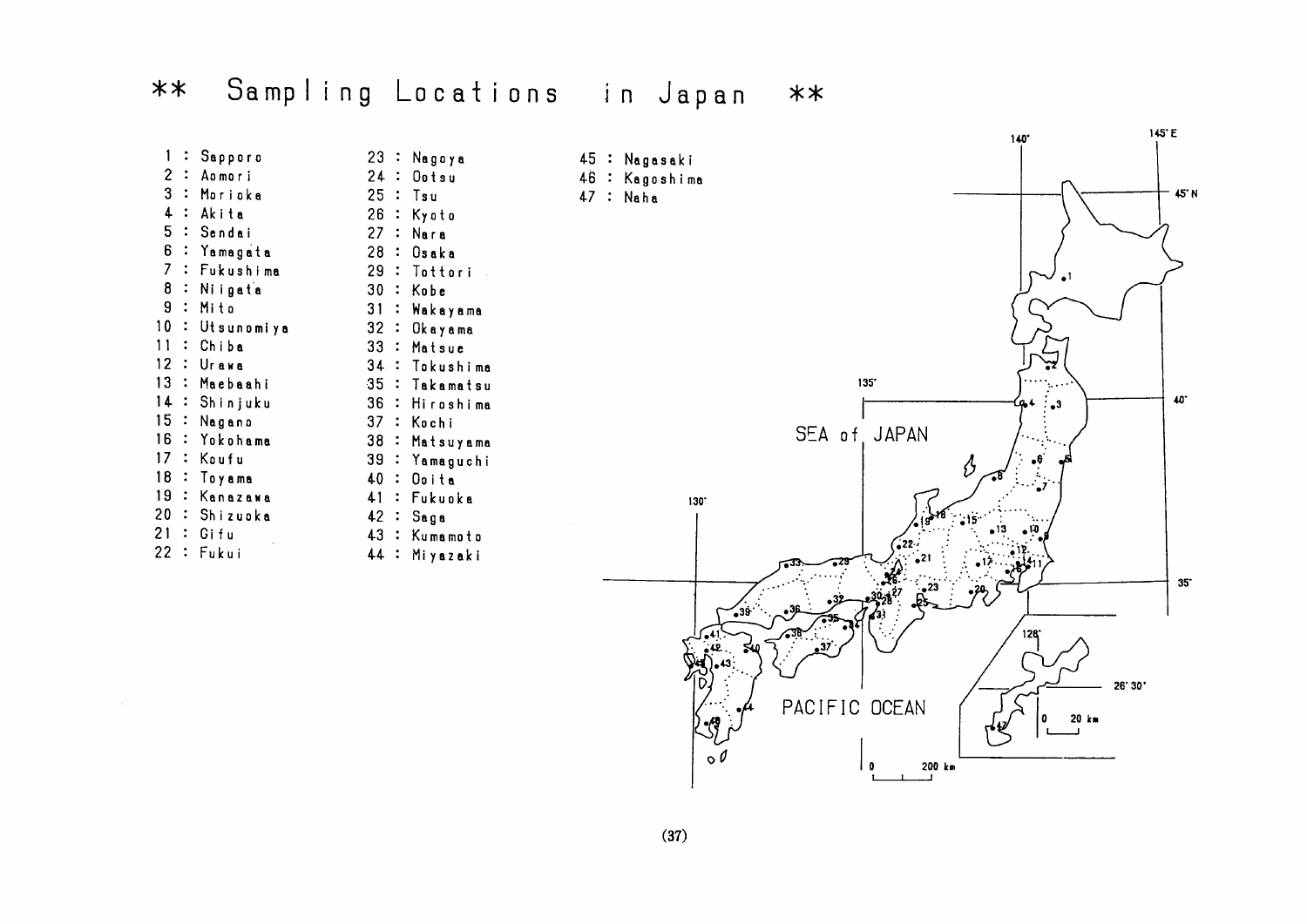# ** Sampling Locations in Japan **

1 : Sapporo
2 : Aomori
3 : Morioka
4 : Akita
5 : Sendai
6 : Yamagata
7 : Fukushima
8 : Niigata
9 : Mito
10 : Utsunomiya
11 : Chiba
12 : Urawa
13 : Maebashi
14 : Shinjuku
15 : Nagano
16 : Yokohama
17 : Koufu
18 : Toyama
19 : Kanazawa
20 : Shizuoka
21 : Gifu
22 : Fukui
23 : Nagoya
24 : Ootsu
25 : Tsu
26 : Kyoto
27 : Nara
28 : Osaka
29 : Tottori
30 : Kobe
31 : Wakayama
32 : Okayama
33 : Matsue
34 : Tokushima
35 : Takamatsu
36 : Hiroshima
37 : Kochi
38 : Matsuyama
39 : Yamaguchi
40 : Ooita
41 : Fukuoka
42 : Saga
43 : Kumamoto
44 : Miyazaki
45 : Nagasaki
46 : Kagoshima
47 : Naha

140°
145° E
45° N
135°
40°
SEA of JAPAN
130°
35°
128°
26° 30'
0 20 km
PACIFIC OCEAN
0 200 km